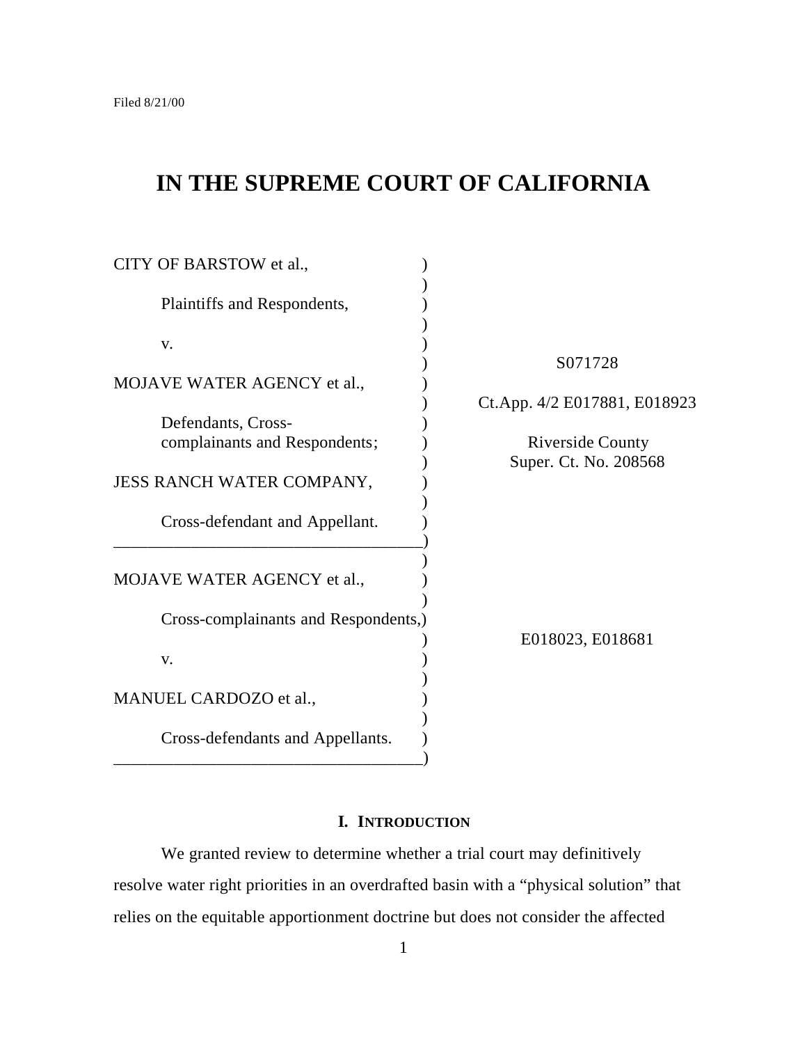Filed 8/21/00

# IN THE SUPREME COURT OF CALIFORNIA

| | |
|---|---|
| CITY OF BARSTOW et al., | |
| Plaintiffs and Respondents, | |
| v. | S071728 |
| MOJAVE WATER AGENCY et al., | Ct.App. 4/2 E017881, E018923 |
| Defendants, Cross-complainants and Respondents; | Riverside County Super. Ct. No. 208568 |
| JESS RANCH WATER COMPANY, | |
| Cross-defendant and Appellant. | |
| MOJAVE WATER AGENCY et al., | |
| Cross-complainants and Respondents, | E018023, E018681 |
| v. | |
| MANUEL CARDOZO et al., | |
| Cross-defendants and Appellants. | |

## I. INTRODUCTION

We granted review to determine whether a trial court may definitively resolve water right priorities in an overdrafted basin with a "physical solution" that relies on the equitable apportionment doctrine but does not consider the affected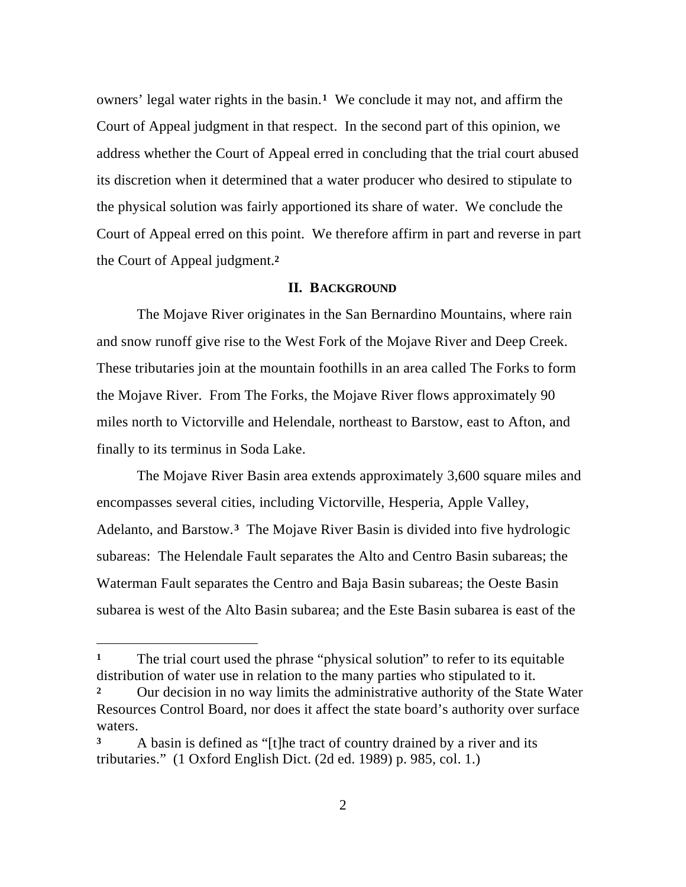owners' legal water rights in the basin.[1] We conclude it may not, and affirm the Court of Appeal judgment in that respect. In the second part of this opinion, we address whether the Court of Appeal erred in concluding that the trial court abused its discretion when it determined that a water producer who desired to stipulate to the physical solution was fairly apportioned its share of water. We conclude the Court of Appeal erred on this point. We therefore affirm in part and reverse in part the Court of Appeal judgment.[2]

## II. BACKGROUND

The Mojave River originates in the San Bernardino Mountains, where rain and snow runoff give rise to the West Fork of the Mojave River and Deep Creek. These tributaries join at the mountain foothills in an area called The Forks to form the Mojave River. From The Forks, the Mojave River flows approximately 90 miles north to Victorville and Helendale, northeast to Barstow, east to Afton, and finally to its terminus in Soda Lake.

The Mojave River Basin area extends approximately 3,600 square miles and encompasses several cities, including Victorville, Hesperia, Apple Valley, Adelanto, and Barstow.[3] The Mojave River Basin is divided into five hydrologic subareas: The Helendale Fault separates the Alto and Centro Basin subareas; the Waterman Fault separates the Centro and Baja Basin subareas; the Oeste Basin subarea is west of the Alto Basin subarea; and the Este Basin subarea is east of the

---

[1] The trial court used the phrase "physical solution" to refer to its equitable distribution of water use in relation to the many parties who stipulated to it.

[2] Our decision in no way limits the administrative authority of the State Water Resources Control Board, nor does it affect the state board's authority over surface waters.

[3] A basin is defined as "[t]he tract of country drained by a river and its tributaries." (1 Oxford English Dict. (2d ed. 1989) p. 985, col. 1.)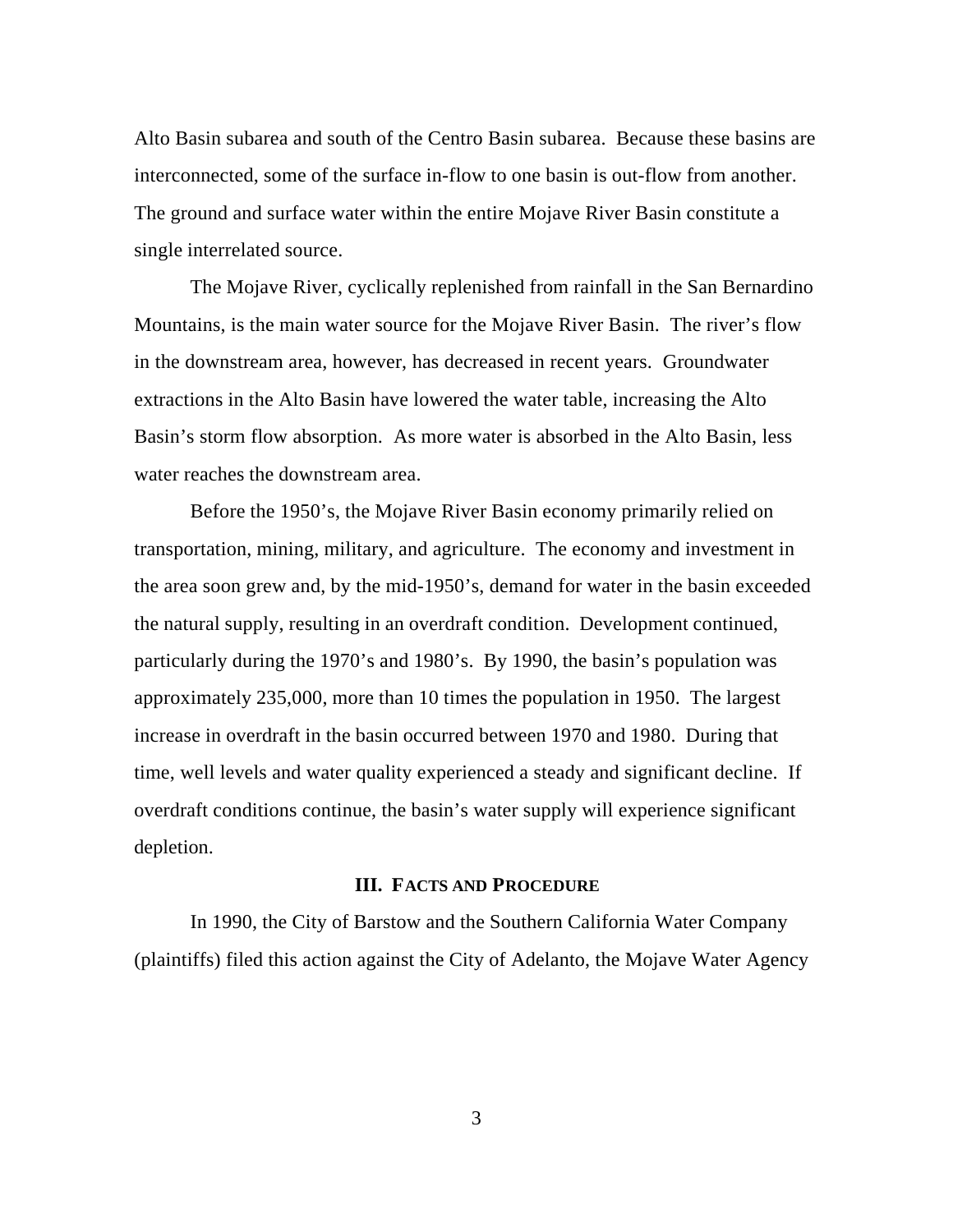Alto Basin subarea and south of the Centro Basin subarea. Because these basins are interconnected, some of the surface in-flow to one basin is out-flow from another. The ground and surface water within the entire Mojave River Basin constitute a single interrelated source.

The Mojave River, cyclically replenished from rainfall in the San Bernardino Mountains, is the main water source for the Mojave River Basin. The river's flow in the downstream area, however, has decreased in recent years. Groundwater extractions in the Alto Basin have lowered the water table, increasing the Alto Basin's storm flow absorption. As more water is absorbed in the Alto Basin, less water reaches the downstream area.

Before the 1950's, the Mojave River Basin economy primarily relied on transportation, mining, military, and agriculture. The economy and investment in the area soon grew and, by the mid-1950's, demand for water in the basin exceeded the natural supply, resulting in an overdraft condition. Development continued, particularly during the 1970's and 1980's. By 1990, the basin's population was approximately 235,000, more than 10 times the population in 1950. The largest increase in overdraft in the basin occurred between 1970 and 1980. During that time, well levels and water quality experienced a steady and significant decline. If overdraft conditions continue, the basin's water supply will experience significant depletion.

## III. FACTS AND PROCEDURE

In 1990, the City of Barstow and the Southern California Water Company (plaintiffs) filed this action against the City of Adelanto, the Mojave Water Agency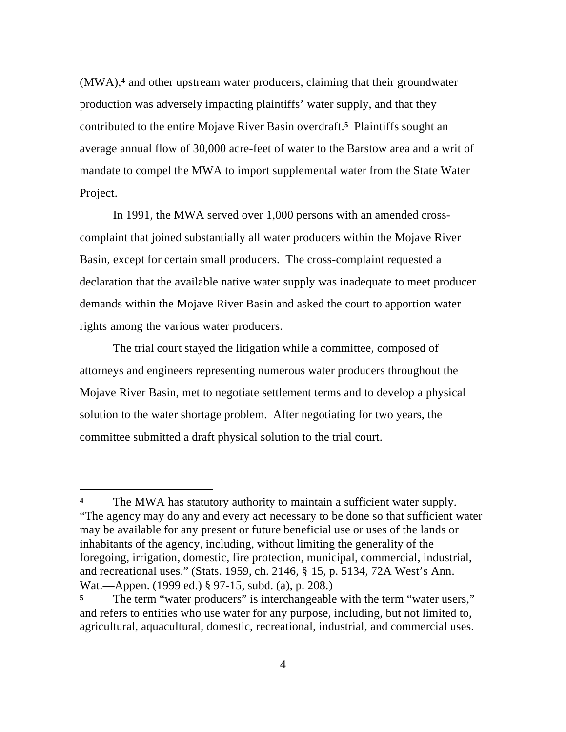(MWA),[4] and other upstream water producers, claiming that their groundwater production was adversely impacting plaintiffs' water supply, and that they contributed to the entire Mojave River Basin overdraft.[5] Plaintiffs sought an average annual flow of 30,000 acre-feet of water to the Barstow area and a writ of mandate to compel the MWA to import supplemental water from the State Water Project.

In 1991, the MWA served over 1,000 persons with an amended cross-complaint that joined substantially all water producers within the Mojave River Basin, except for certain small producers. The cross-complaint requested a declaration that the available native water supply was inadequate to meet producer demands within the Mojave River Basin and asked the court to apportion water rights among the various water producers.

The trial court stayed the litigation while a committee, composed of attorneys and engineers representing numerous water producers throughout the Mojave River Basin, met to negotiate settlement terms and to develop a physical solution to the water shortage problem. After negotiating for two years, the committee submitted a draft physical solution to the trial court.

---

[4] The MWA has statutory authority to maintain a sufficient water supply. "The agency may do any and every act necessary to be done so that sufficient water may be available for any present or future beneficial use or uses of the lands or inhabitants of the agency, including, without limiting the generality of the foregoing, irrigation, domestic, fire protection, municipal, commercial, industrial, and recreational uses." (Stats. 1959, ch. 2146, § 15, p. 5134, 72A West's Ann. Wat.—Appen. (1999 ed.) § 97-15, subd. (a), p. 208.)

[5] The term "water producers" is interchangeable with the term "water users," and refers to entities who use water for any purpose, including, but not limited to, agricultural, aquacultural, domestic, recreational, industrial, and commercial uses.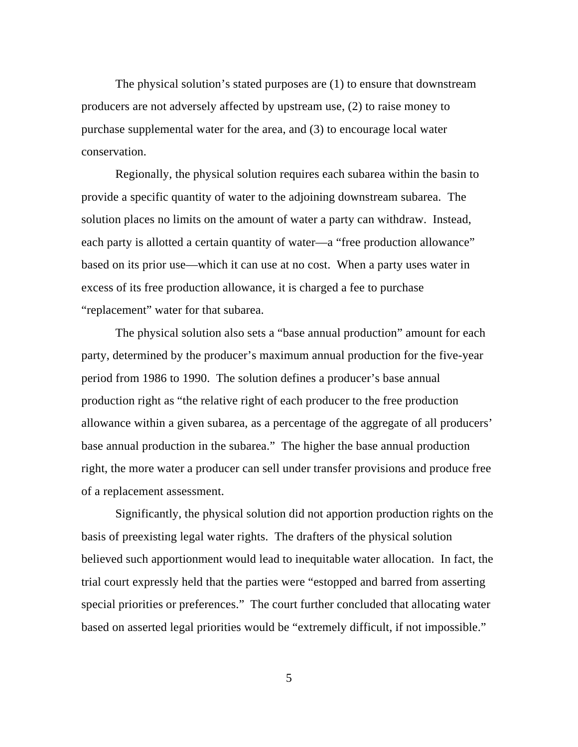The physical solution's stated purposes are (1) to ensure that downstream producers are not adversely affected by upstream use, (2) to raise money to purchase supplemental water for the area, and (3) to encourage local water conservation.

Regionally, the physical solution requires each subarea within the basin to provide a specific quantity of water to the adjoining downstream subarea. The solution places no limits on the amount of water a party can withdraw. Instead, each party is allotted a certain quantity of water—a "free production allowance" based on its prior use—which it can use at no cost. When a party uses water in excess of its free production allowance, it is charged a fee to purchase "replacement" water for that subarea.

The physical solution also sets a "base annual production" amount for each party, determined by the producer's maximum annual production for the five-year period from 1986 to 1990. The solution defines a producer's base annual production right as "the relative right of each producer to the free production allowance within a given subarea, as a percentage of the aggregate of all producers' base annual production in the subarea." The higher the base annual production right, the more water a producer can sell under transfer provisions and produce free of a replacement assessment.

Significantly, the physical solution did not apportion production rights on the basis of preexisting legal water rights. The drafters of the physical solution believed such apportionment would lead to inequitable water allocation. In fact, the trial court expressly held that the parties were "estopped and barred from asserting special priorities or preferences." The court further concluded that allocating water based on asserted legal priorities would be "extremely difficult, if not impossible."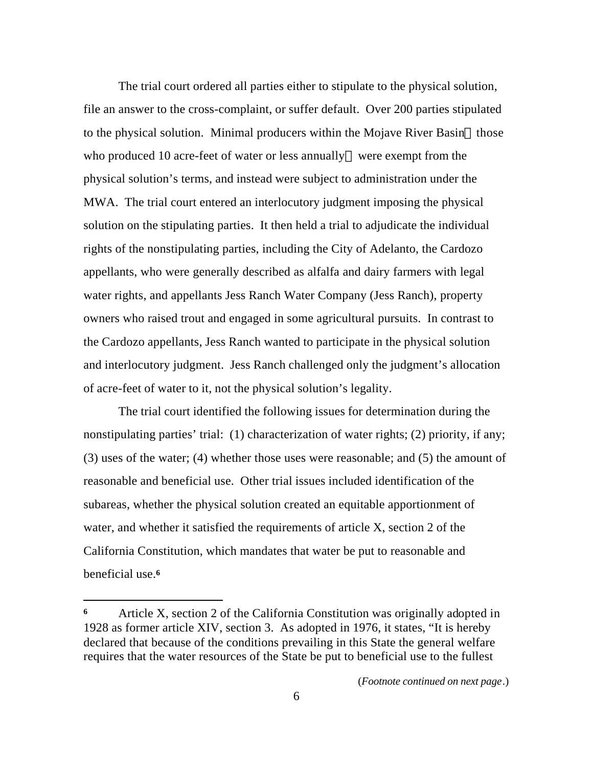The trial court ordered all parties either to stipulate to the physical solution, file an answer to the cross-complaint, or suffer default. Over 200 parties stipulated to the physical solution. Minimal producers within the Mojave River Basin — those who produced 10 acre-feet of water or less annually — were exempt from the physical solution's terms, and instead were subject to administration under the MWA. The trial court entered an interlocutory judgment imposing the physical solution on the stipulating parties. It then held a trial to adjudicate the individual rights of the nonstipulating parties, including the City of Adelanto, the Cardozo appellants, who were generally described as alfalfa and dairy farmers with legal water rights, and appellants Jess Ranch Water Company (Jess Ranch), property owners who raised trout and engaged in some agricultural pursuits. In contrast to the Cardozo appellants, Jess Ranch wanted to participate in the physical solution and interlocutory judgment. Jess Ranch challenged only the judgment's allocation of acre-feet of water to it, not the physical solution's legality.

The trial court identified the following issues for determination during the nonstipulating parties' trial: (1) characterization of water rights; (2) priority, if any; (3) uses of the water; (4) whether those uses were reasonable; and (5) the amount of reasonable and beneficial use. Other trial issues included identification of the subareas, whether the physical solution created an equitable apportionment of water, and whether it satisfied the requirements of article X, section 2 of the California Constitution, which mandates that water be put to reasonable and beneficial use.[6]

---

[6] Article X, section 2 of the California Constitution was originally adopted in 1928 as former article XIV, section 3. As adopted in 1976, it states, "It is hereby declared that because of the conditions prevailing in this State the general welfare requires that the water resources of the State be put to beneficial use to the fullest

(*Footnote continued on next page*.)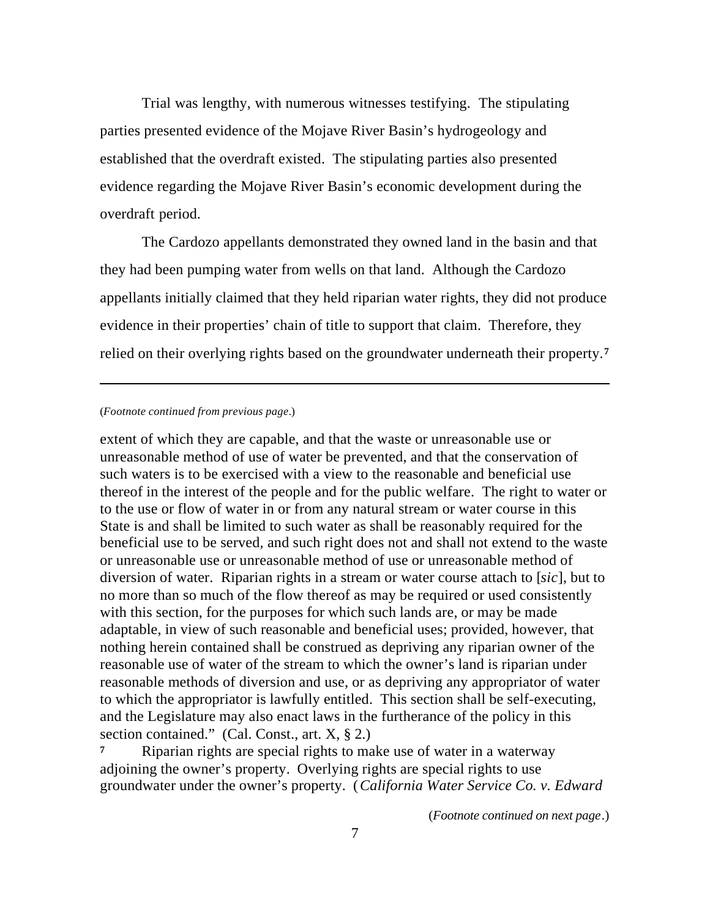Trial was lengthy, with numerous witnesses testifying. The stipulating parties presented evidence of the Mojave River Basin's hydrogeology and established that the overdraft existed. The stipulating parties also presented evidence regarding the Mojave River Basin's economic development during the overdraft period.

The Cardozo appellants demonstrated they owned land in the basin and that they had been pumping water from wells on that land. Although the Cardozo appellants initially claimed that they held riparian water rights, they did not produce evidence in their properties' chain of title to support that claim. Therefore, they relied on their overlying rights based on the groundwater underneath their property.[7]

---

(*Footnote continued from previous page.*)

extent of which they are capable, and that the waste or unreasonable use or unreasonable method of use of water be prevented, and that the conservation of such waters is to be exercised with a view to the reasonable and beneficial use thereof in the interest of the people and for the public welfare. The right to water or to the use or flow of water in or from any natural stream or water course in this State is and shall be limited to such water as shall be reasonably required for the beneficial use to be served, and such right does not and shall not extend to the waste or unreasonable use or unreasonable method of use or unreasonable method of diversion of water. Riparian rights in a stream or water course attach to [*sic*], but to no more than so much of the flow thereof as may be required or used consistently with this section, for the purposes for which such lands are, or may be made adaptable, in view of such reasonable and beneficial uses; provided, however, that nothing herein contained shall be construed as depriving any riparian owner of the reasonable use of water of the stream to which the owner's land is riparian under reasonable methods of diversion and use, or as depriving any appropriator of water to which the appropriator is lawfully entitled. This section shall be self-executing, and the Legislature may also enact laws in the furtherance of the policy in this section contained." (Cal. Const., art. X, § 2.)

[7] Riparian rights are special rights to make use of water in a waterway adjoining the owner's property. Overlying rights are special rights to use groundwater under the owner's property. (*California Water Service Co. v. Edward*

(*Footnote continued on next page.*)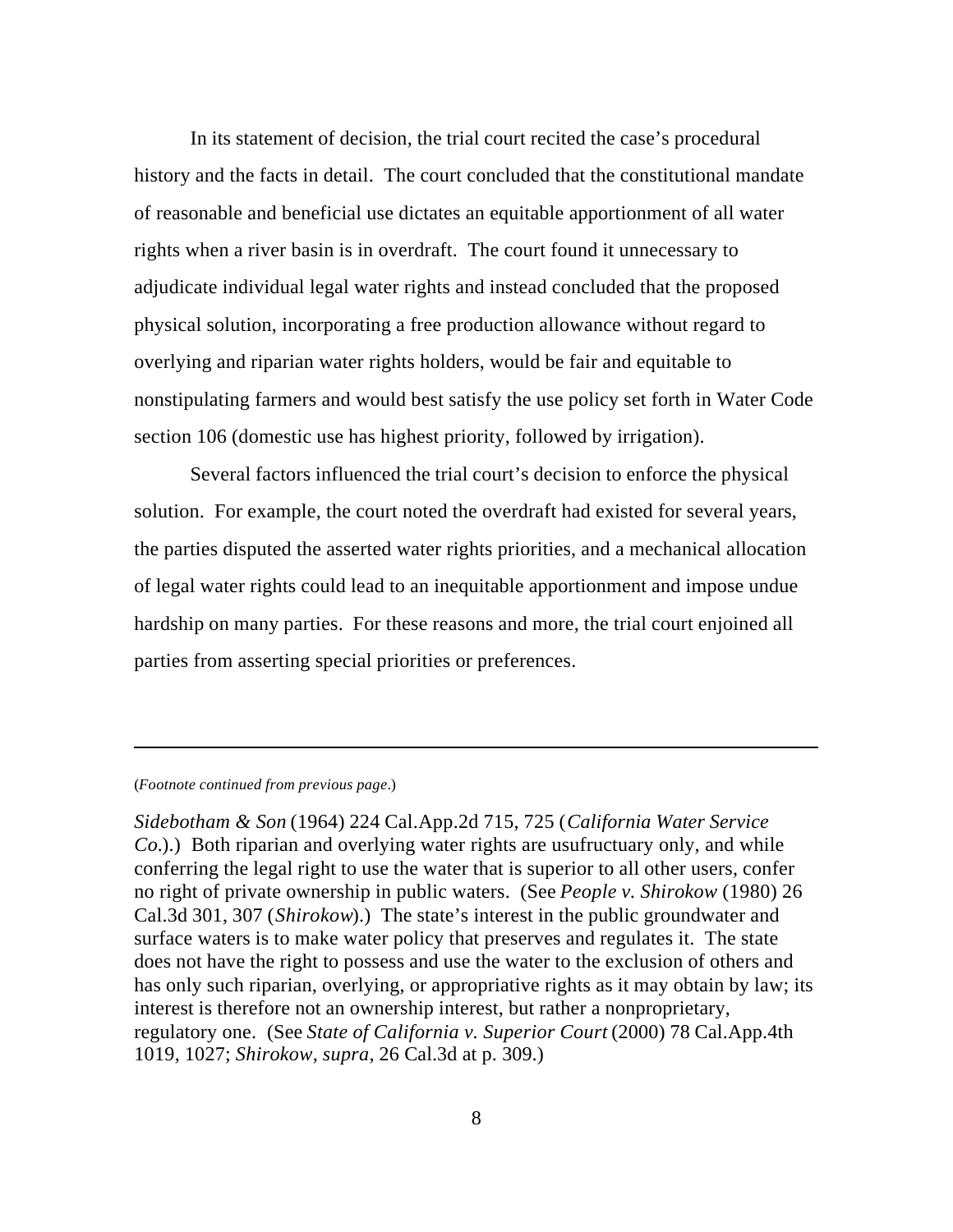In its statement of decision, the trial court recited the case's procedural history and the facts in detail. The court concluded that the constitutional mandate of reasonable and beneficial use dictates an equitable apportionment of all water rights when a river basin is in overdraft. The court found it unnecessary to adjudicate individual legal water rights and instead concluded that the proposed physical solution, incorporating a free production allowance without regard to overlying and riparian water rights holders, would be fair and equitable to nonstipulating farmers and would best satisfy the use policy set forth in Water Code section 106 (domestic use has highest priority, followed by irrigation).

Several factors influenced the trial court's decision to enforce the physical solution. For example, the court noted the overdraft had existed for several years, the parties disputed the asserted water rights priorities, and a mechanical allocation of legal water rights could lead to an inequitable apportionment and impose undue hardship on many parties. For these reasons and more, the trial court enjoined all parties from asserting special priorities or preferences.

---

(*Footnote continued from previous page*.)

*Sidebotham & Son* (1964) 224 Cal.App.2d 715, 725 (*California Water Service Co.*).) Both riparian and overlying water rights are usufructuary only, and while conferring the legal right to use the water that is superior to all other users, confer no right of private ownership in public waters. (See *People v. Shirokow* (1980) 26 Cal.3d 301, 307 (*Shirokow*).) The state's interest in the public groundwater and surface waters is to make water policy that preserves and regulates it. The state does not have the right to possess and use the water to the exclusion of others and has only such riparian, overlying, or appropriative rights as it may obtain by law; its interest is therefore not an ownership interest, but rather a nonproprietary, regulatory one. (See *State of California v. Superior Court* (2000) 78 Cal.App.4th 1019, 1027; *Shirokow, supra*, 26 Cal.3d at p. 309.)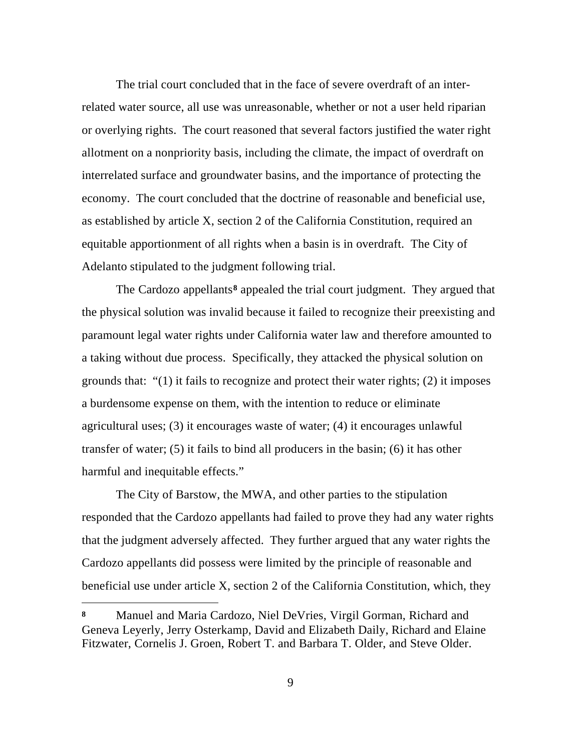The trial court concluded that in the face of severe overdraft of an inter-related water source, all use was unreasonable, whether or not a user held riparian or overlying rights. The court reasoned that several factors justified the water right allotment on a nonpriority basis, including the climate, the impact of overdraft on interrelated surface and groundwater basins, and the importance of protecting the economy. The court concluded that the doctrine of reasonable and beneficial use, as established by article X, section 2 of the California Constitution, required an equitable apportionment of all rights when a basin is in overdraft. The City of Adelanto stipulated to the judgment following trial.

The Cardozo appellants[8] appealed the trial court judgment. They argued that the physical solution was invalid because it failed to recognize their preexisting and paramount legal water rights under California water law and therefore amounted to a taking without due process. Specifically, they attacked the physical solution on grounds that: "(1) it fails to recognize and protect their water rights; (2) it imposes a burdensome expense on them, with the intention to reduce or eliminate agricultural uses; (3) it encourages waste of water; (4) it encourages unlawful transfer of water; (5) it fails to bind all producers in the basin; (6) it has other harmful and inequitable effects."

The City of Barstow, the MWA, and other parties to the stipulation responded that the Cardozo appellants had failed to prove they had any water rights that the judgment adversely affected. They further argued that any water rights the Cardozo appellants did possess were limited by the principle of reasonable and beneficial use under article X, section 2 of the California Constitution, which, they

[8] Manuel and Maria Cardozo, Niel DeVries, Virgil Gorman, Richard and Geneva Leyerly, Jerry Osterkamp, David and Elizabeth Daily, Richard and Elaine Fitzwater, Cornelis J. Groen, Robert T. and Barbara T. Older, and Steve Older.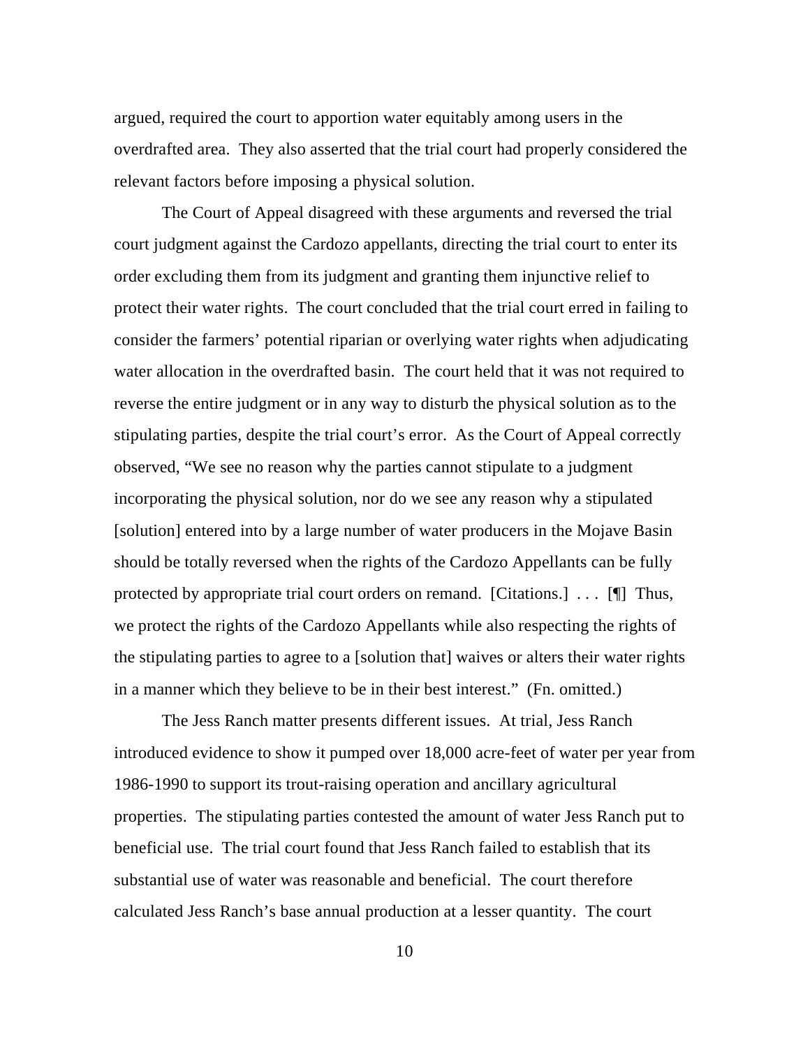argued, required the court to apportion water equitably among users in the overdrafted area. They also asserted that the trial court had properly considered the relevant factors before imposing a physical solution.

The Court of Appeal disagreed with these arguments and reversed the trial court judgment against the Cardozo appellants, directing the trial court to enter its order excluding them from its judgment and granting them injunctive relief to protect their water rights. The court concluded that the trial court erred in failing to consider the farmers' potential riparian or overlying water rights when adjudicating water allocation in the overdrafted basin. The court held that it was not required to reverse the entire judgment or in any way to disturb the physical solution as to the stipulating parties, despite the trial court's error. As the Court of Appeal correctly observed, "We see no reason why the parties cannot stipulate to a judgment incorporating the physical solution, nor do we see any reason why a stipulated [solution] entered into by a large number of water producers in the Mojave Basin should be totally reversed when the rights of the Cardozo Appellants can be fully protected by appropriate trial court orders on remand. [Citations.] . . . [¶] Thus, we protect the rights of the Cardozo Appellants while also respecting the rights of the stipulating parties to agree to a [solution that] waives or alters their water rights in a manner which they believe to be in their best interest." (Fn. omitted.)

The Jess Ranch matter presents different issues. At trial, Jess Ranch introduced evidence to show it pumped over 18,000 acre-feet of water per year from 1986-1990 to support its trout-raising operation and ancillary agricultural properties. The stipulating parties contested the amount of water Jess Ranch put to beneficial use. The trial court found that Jess Ranch failed to establish that its substantial use of water was reasonable and beneficial. The court therefore calculated Jess Ranch's base annual production at a lesser quantity. The court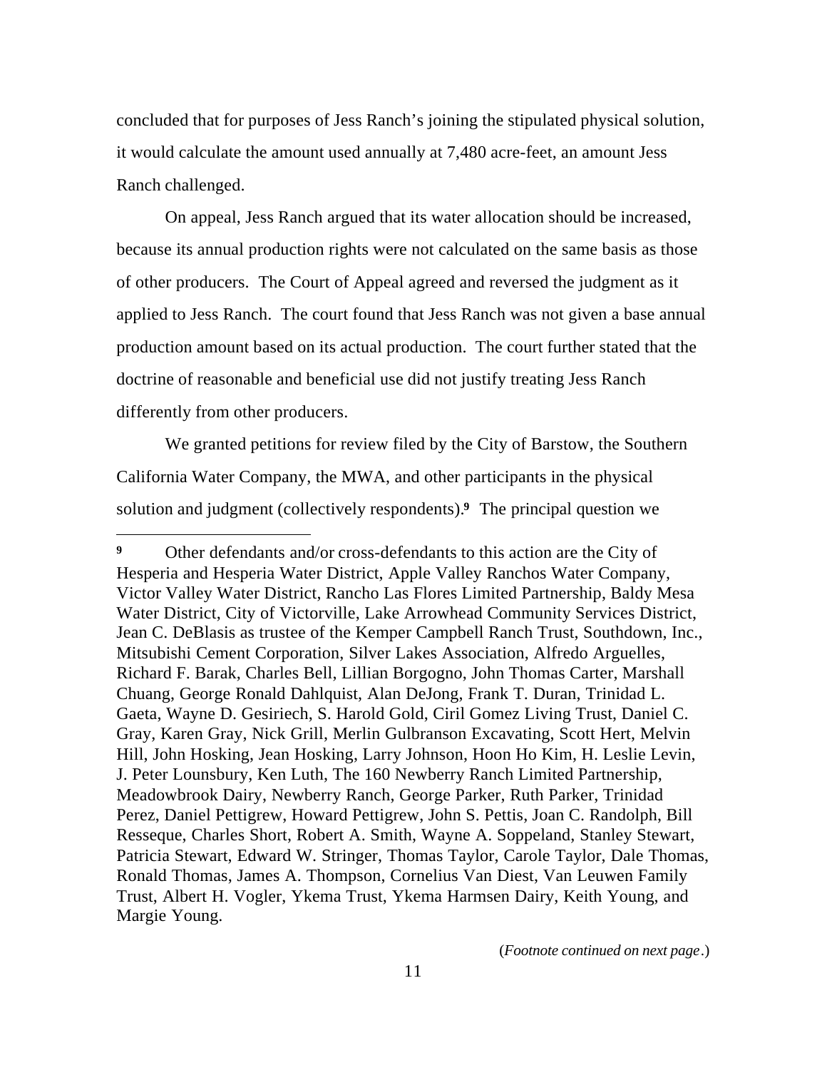concluded that for purposes of Jess Ranch's joining the stipulated physical solution, it would calculate the amount used annually at 7,480 acre-feet, an amount Jess Ranch challenged.

On appeal, Jess Ranch argued that its water allocation should be increased, because its annual production rights were not calculated on the same basis as those of other producers. The Court of Appeal agreed and reversed the judgment as it applied to Jess Ranch. The court found that Jess Ranch was not given a base annual production amount based on its actual production. The court further stated that the doctrine of reasonable and beneficial use did not justify treating Jess Ranch differently from other producers.

We granted petitions for review filed by the City of Barstow, the Southern California Water Company, the MWA, and other participants in the physical solution and judgment (collectively respondents).[9] The principal question we

---

[9] Other defendants and/or cross-defendants to this action are the City of Hesperia and Hesperia Water District, Apple Valley Ranchos Water Company, Victor Valley Water District, Rancho Las Flores Limited Partnership, Baldy Mesa Water District, City of Victorville, Lake Arrowhead Community Services District, Jean C. DeBlasis as trustee of the Kemper Campbell Ranch Trust, Southdown, Inc., Mitsubishi Cement Corporation, Silver Lakes Association, Alfredo Arguelles, Richard F. Barak, Charles Bell, Lillian Borgogno, John Thomas Carter, Marshall Chuang, George Ronald Dahlquist, Alan DeJong, Frank T. Duran, Trinidad L. Gaeta, Wayne D. Gesiriech, S. Harold Gold, Ciril Gomez Living Trust, Daniel C. Gray, Karen Gray, Nick Grill, Merlin Gulbranson Excavating, Scott Hert, Melvin Hill, John Hosking, Jean Hosking, Larry Johnson, Hoon Ho Kim, H. Leslie Levin, J. Peter Lounsbury, Ken Luth, The 160 Newberry Ranch Limited Partnership, Meadowbrook Dairy, Newberry Ranch, George Parker, Ruth Parker, Trinidad Perez, Daniel Pettigrew, Howard Pettigrew, John S. Pettis, Joan C. Randolph, Bill Resseque, Charles Short, Robert A. Smith, Wayne A. Soppeland, Stanley Stewart, Patricia Stewart, Edward W. Stringer, Thomas Taylor, Carole Taylor, Dale Thomas, Ronald Thomas, James A. Thompson, Cornelius Van Diest, Van Leuwen Family Trust, Albert H. Vogler, Ykema Trust, Ykema Harmsen Dairy, Keith Young, and Margie Young.

(*Footnote continued on next page.*)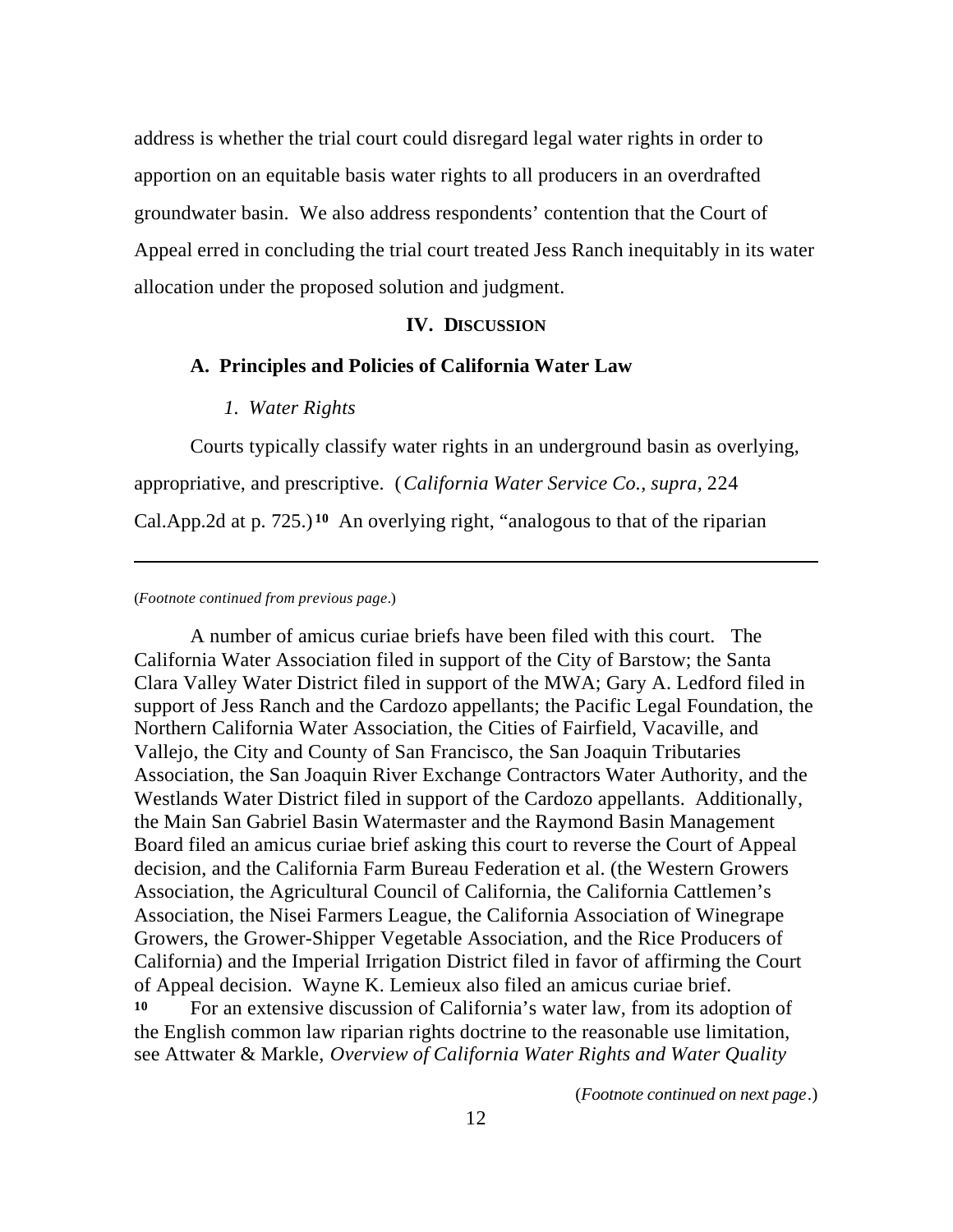address is whether the trial court could disregard legal water rights in order to apportion on an equitable basis water rights to all producers in an overdrafted groundwater basin. We also address respondents' contention that the Court of Appeal erred in concluding the trial court treated Jess Ranch inequitably in its water allocation under the proposed solution and judgment.

## IV. DISCUSSION

### A. Principles and Policies of California Water Law

#### *1. Water Rights*

Courts typically classify water rights in an underground basin as overlying, appropriative, and prescriptive. (*California Water Service Co.*, *supra*, 224 Cal.App.2d at p. 725.)[10] An overlying right, "analogous to that of the riparian

---

(*Footnote continued from previous page.*)

A number of amicus curiae briefs have been filed with this court. The California Water Association filed in support of the City of Barstow; the Santa Clara Valley Water District filed in support of the MWA; Gary A. Ledford filed in support of Jess Ranch and the Cardozo appellants; the Pacific Legal Foundation, the Northern California Water Association, the Cities of Fairfield, Vacaville, and Vallejo, the City and County of San Francisco, the San Joaquin Tributaries Association, the San Joaquin River Exchange Contractors Water Authority, and the Westlands Water District filed in support of the Cardozo appellants. Additionally, the Main San Gabriel Basin Watermaster and the Raymond Basin Management Board filed an amicus curiae brief asking this court to reverse the Court of Appeal decision, and the California Farm Bureau Federation et al. (the Western Growers Association, the Agricultural Council of California, the California Cattlemen's Association, the Nisei Farmers League, the California Association of Winegrape Growers, the Grower-Shipper Vegetable Association, and the Rice Producers of California) and the Imperial Irrigation District filed in favor of affirming the Court of Appeal decision. Wayne K. Lemieux also filed an amicus curiae brief.

[10] For an extensive discussion of California's water law, from its adoption of the English common law riparian rights doctrine to the reasonable use limitation, see Attwater & Markle, *Overview of California Water Rights and Water Quality*

(*Footnote continued on next page.*)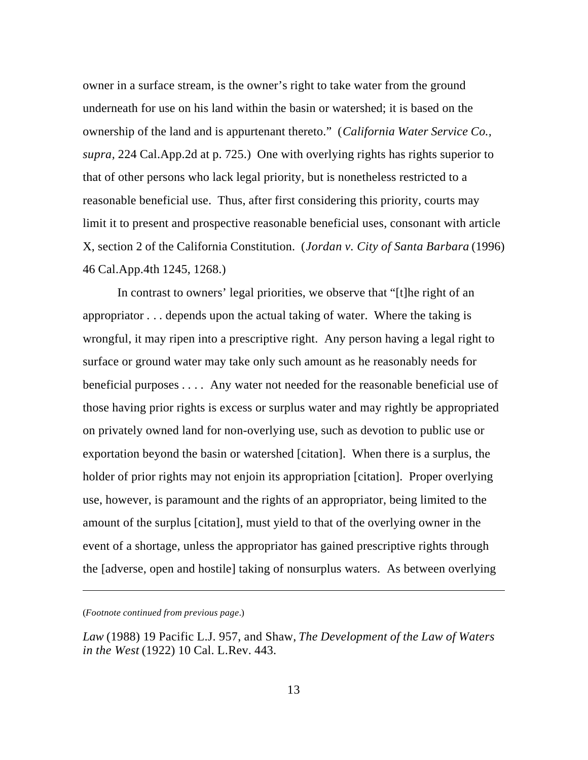owner in a surface stream, is the owner's right to take water from the ground underneath for use on his land within the basin or watershed; it is based on the ownership of the land and is appurtenant thereto." (*California Water Service Co., supra*, 224 Cal.App.2d at p. 725.) One with overlying rights has rights superior to that of other persons who lack legal priority, but is nonetheless restricted to a reasonable beneficial use. Thus, after first considering this priority, courts may limit it to present and prospective reasonable beneficial uses, consonant with article X, section 2 of the California Constitution. (*Jordan v. City of Santa Barbara* (1996) 46 Cal.App.4th 1245, 1268.)

In contrast to owners' legal priorities, we observe that "[t]he right of an appropriator . . . depends upon the actual taking of water. Where the taking is wrongful, it may ripen into a prescriptive right. Any person having a legal right to surface or ground water may take only such amount as he reasonably needs for beneficial purposes . . . . Any water not needed for the reasonable beneficial use of those having prior rights is excess or surplus water and may rightly be appropriated on privately owned land for non-overlying use, such as devotion to public use or exportation beyond the basin or watershed [citation]. When there is a surplus, the holder of prior rights may not enjoin its appropriation [citation]. Proper overlying use, however, is paramount and the rights of an appropriator, being limited to the amount of the surplus [citation], must yield to that of the overlying owner in the event of a shortage, unless the appropriator has gained prescriptive rights through the [adverse, open and hostile] taking of nonsurplus waters. As between overlying

---

(*Footnote continued from previous page*.)

*Law* (1988) 19 Pacific L.J. 957, and Shaw, *The Development of the Law of Waters in the West* (1922) 10 Cal. L.Rev. 443.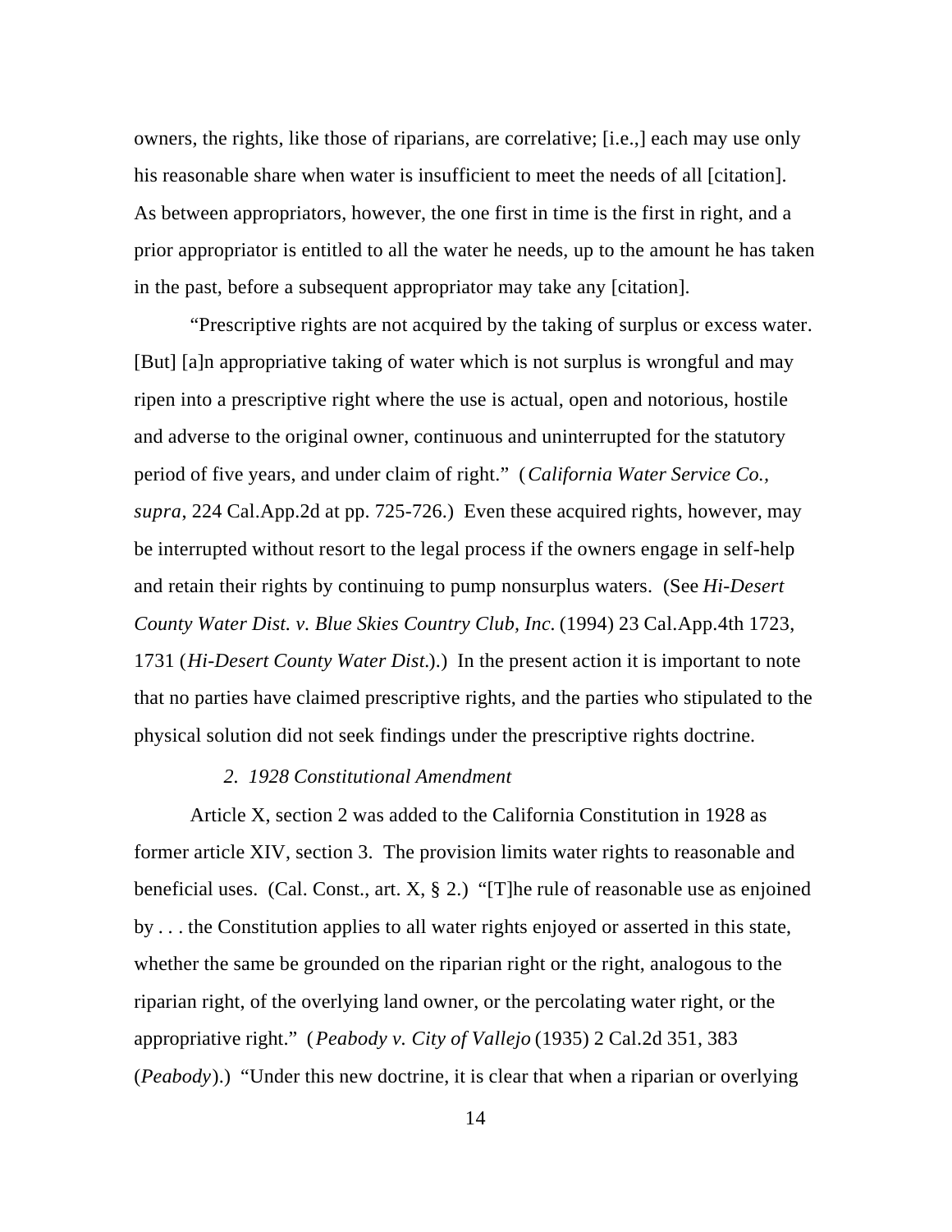owners, the rights, like those of riparians, are correlative; [i.e.,] each may use only his reasonable share when water is insufficient to meet the needs of all [citation]. As between appropriators, however, the one first in time is the first in right, and a prior appropriator is entitled to all the water he needs, up to the amount he has taken in the past, before a subsequent appropriator may take any [citation].

"Prescriptive rights are not acquired by the taking of surplus or excess water. [But] [a]n appropriative taking of water which is not surplus is wrongful and may ripen into a prescriptive right where the use is actual, open and notorious, hostile and adverse to the original owner, continuous and uninterrupted for the statutory period of five years, and under claim of right." (*California Water Service Co., supra,* 224 Cal.App.2d at pp. 725-726.) Even these acquired rights, however, may be interrupted without resort to the legal process if the owners engage in self-help and retain their rights by continuing to pump nonsurplus waters. (See *Hi-Desert County Water Dist. v. Blue Skies Country Club, Inc.* (1994) 23 Cal.App.4th 1723, 1731 (*Hi-Desert County Water Dist.*).) In the present action it is important to note that no parties have claimed prescriptive rights, and the parties who stipulated to the physical solution did not seek findings under the prescriptive rights doctrine.

*2. 1928 Constitutional Amendment*

Article X, section 2 was added to the California Constitution in 1928 as former article XIV, section 3. The provision limits water rights to reasonable and beneficial uses. (Cal. Const., art. X, § 2.) "[T]he rule of reasonable use as enjoined by . . . the Constitution applies to all water rights enjoyed or asserted in this state, whether the same be grounded on the riparian right or the right, analogous to the riparian right, of the overlying land owner, or the percolating water right, or the appropriative right." (*Peabody v. City of Vallejo* (1935) 2 Cal.2d 351, 383 (*Peabody*).) "Under this new doctrine, it is clear that when a riparian or overlying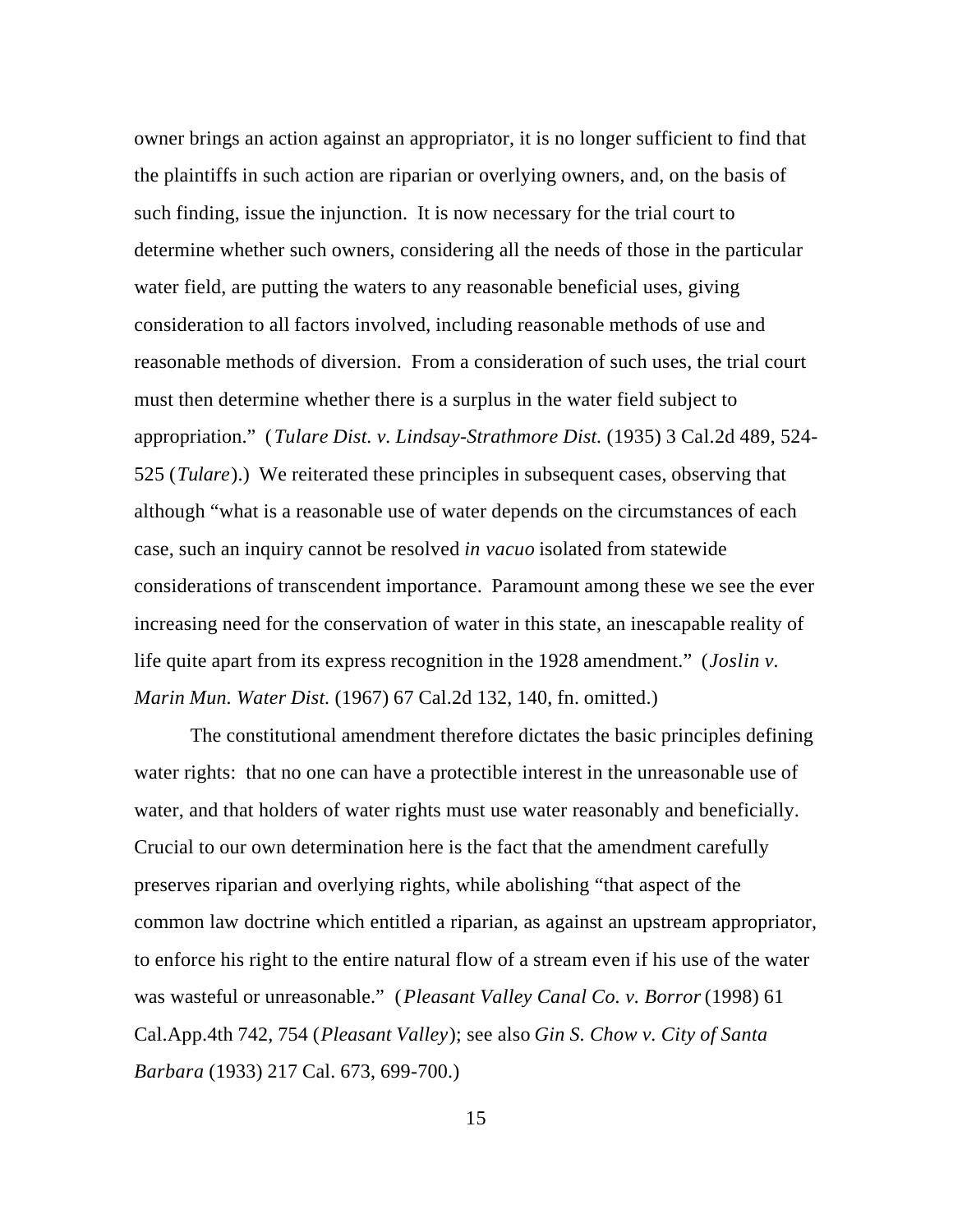owner brings an action against an appropriator, it is no longer sufficient to find that the plaintiffs in such action are riparian or overlying owners, and, on the basis of such finding, issue the injunction. It is now necessary for the trial court to determine whether such owners, considering all the needs of those in the particular water field, are putting the waters to any reasonable beneficial uses, giving consideration to all factors involved, including reasonable methods of use and reasonable methods of diversion. From a consideration of such uses, the trial court must then determine whether there is a surplus in the water field subject to appropriation." (*Tulare Dist. v. Lindsay-Strathmore Dist.* (1935) 3 Cal.2d 489, 524-525 (*Tulare*).) We reiterated these principles in subsequent cases, observing that although "what is a reasonable use of water depends on the circumstances of each case, such an inquiry cannot be resolved *in vacuo* isolated from statewide considerations of transcendent importance. Paramount among these we see the ever increasing need for the conservation of water in this state, an inescapable reality of life quite apart from its express recognition in the 1928 amendment." (*Joslin v. Marin Mun. Water Dist.* (1967) 67 Cal.2d 132, 140, fn. omitted.)

The constitutional amendment therefore dictates the basic principles defining water rights: that no one can have a protectible interest in the unreasonable use of water, and that holders of water rights must use water reasonably and beneficially. Crucial to our own determination here is the fact that the amendment carefully preserves riparian and overlying rights, while abolishing "that aspect of the common law doctrine which entitled a riparian, as against an upstream appropriator, to enforce his right to the entire natural flow of a stream even if his use of the water was wasteful or unreasonable." (*Pleasant Valley Canal Co. v. Borror* (1998) 61 Cal.App.4th 742, 754 (*Pleasant Valley*); see also *Gin S. Chow v. City of Santa Barbara* (1933) 217 Cal. 673, 699-700.)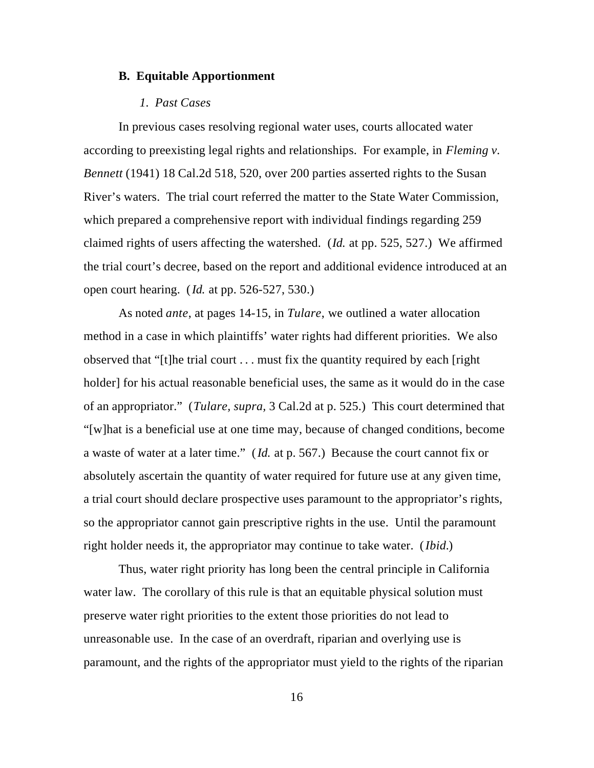### B. Equitable Apportionment

#### *1. Past Cases*

In previous cases resolving regional water uses, courts allocated water according to preexisting legal rights and relationships. For example, in *Fleming v. Bennett* (1941) 18 Cal.2d 518, 520, over 200 parties asserted rights to the Susan River's waters. The trial court referred the matter to the State Water Commission, which prepared a comprehensive report with individual findings regarding 259 claimed rights of users affecting the watershed. (*Id.* at pp. 525, 527.) We affirmed the trial court's decree, based on the report and additional evidence introduced at an open court hearing. (*Id.* at pp. 526-527, 530.)

As noted *ante*, at pages 14-15, in *Tulare,* we outlined a water allocation method in a case in which plaintiffs' water rights had different priorities. We also observed that "[t]he trial court . . . must fix the quantity required by each [right holder] for his actual reasonable beneficial uses, the same as it would do in the case of an appropriator." (*Tulare, supra,* 3 Cal.2d at p. 525.) This court determined that "[w]hat is a beneficial use at one time may, because of changed conditions, become a waste of water at a later time." (*Id.* at p. 567.) Because the court cannot fix or absolutely ascertain the quantity of water required for future use at any given time, a trial court should declare prospective uses paramount to the appropriator's rights, so the appropriator cannot gain prescriptive rights in the use. Until the paramount right holder needs it, the appropriator may continue to take water. (*Ibid.*)

Thus, water right priority has long been the central principle in California water law. The corollary of this rule is that an equitable physical solution must preserve water right priorities to the extent those priorities do not lead to unreasonable use. In the case of an overdraft, riparian and overlying use is paramount, and the rights of the appropriator must yield to the rights of the riparian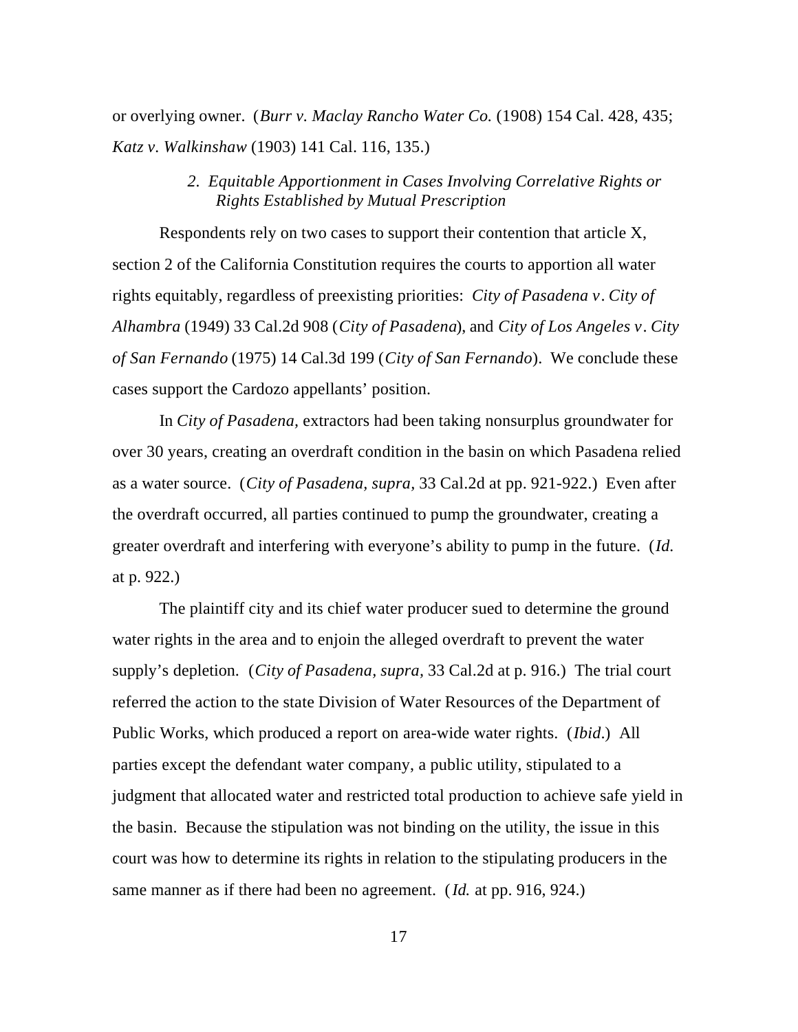or overlying owner. (*Burr v. Maclay Rancho Water Co.* (1908) 154 Cal. 428, 435; *Katz v. Walkinshaw* (1903) 141 Cal. 116, 135.)

*2. Equitable Apportionment in Cases Involving Correlative Rights or Rights Established by Mutual Prescription*

Respondents rely on two cases to support their contention that article X, section 2 of the California Constitution requires the courts to apportion all water rights equitably, regardless of preexisting priorities: *City of Pasadena v. City of Alhambra* (1949) 33 Cal.2d 908 (*City of Pasadena*), and *City of Los Angeles v. City of San Fernando* (1975) 14 Cal.3d 199 (*City of San Fernando*). We conclude these cases support the Cardozo appellants' position.

In *City of Pasadena,* extractors had been taking nonsurplus groundwater for over 30 years, creating an overdraft condition in the basin on which Pasadena relied as a water source. (*City of Pasadena, supra,* 33 Cal.2d at pp. 921-922.) Even after the overdraft occurred, all parties continued to pump the groundwater, creating a greater overdraft and interfering with everyone's ability to pump in the future. (*Id.* at p. 922.)

The plaintiff city and its chief water producer sued to determine the ground water rights in the area and to enjoin the alleged overdraft to prevent the water supply's depletion. (*City of Pasadena, supra*, 33 Cal.2d at p. 916.) The trial court referred the action to the state Division of Water Resources of the Department of Public Works, which produced a report on area-wide water rights. (*Ibid*.) All parties except the defendant water company, a public utility, stipulated to a judgment that allocated water and restricted total production to achieve safe yield in the basin. Because the stipulation was not binding on the utility, the issue in this court was how to determine its rights in relation to the stipulating producers in the same manner as if there had been no agreement. (*Id.* at pp. 916, 924.)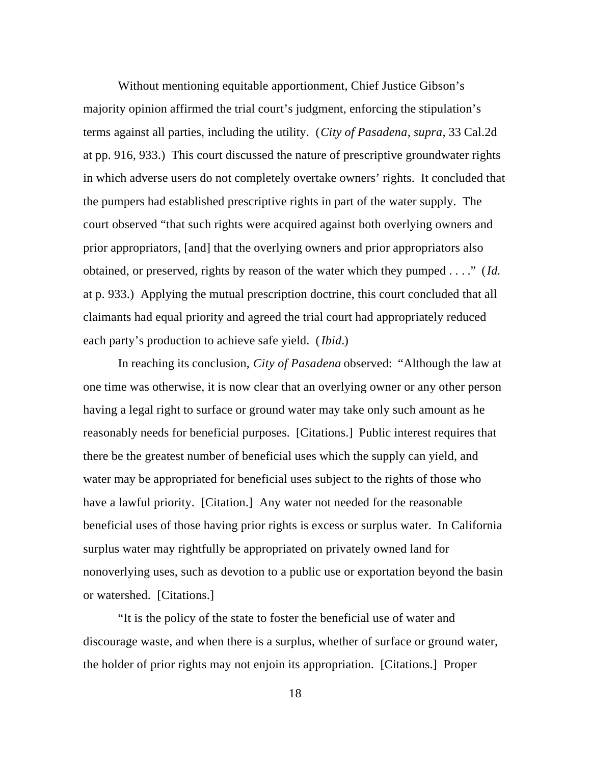Without mentioning equitable apportionment, Chief Justice Gibson's majority opinion affirmed the trial court's judgment, enforcing the stipulation's terms against all parties, including the utility. (*City of Pasadena, supra,* 33 Cal.2d at pp. 916, 933.) This court discussed the nature of prescriptive groundwater rights in which adverse users do not completely overtake owners' rights. It concluded that the pumpers had established prescriptive rights in part of the water supply. The court observed "that such rights were acquired against both overlying owners and prior appropriators, [and] that the overlying owners and prior appropriators also obtained, or preserved, rights by reason of the water which they pumped . . . ." (*Id.* at p. 933.) Applying the mutual prescription doctrine, this court concluded that all claimants had equal priority and agreed the trial court had appropriately reduced each party's production to achieve safe yield. (*Ibid*.)

In reaching its conclusion, *City of Pasadena* observed: "Although the law at one time was otherwise, it is now clear that an overlying owner or any other person having a legal right to surface or ground water may take only such amount as he reasonably needs for beneficial purposes. [Citations.] Public interest requires that there be the greatest number of beneficial uses which the supply can yield, and water may be appropriated for beneficial uses subject to the rights of those who have a lawful priority. [Citation.] Any water not needed for the reasonable beneficial uses of those having prior rights is excess or surplus water. In California surplus water may rightfully be appropriated on privately owned land for nonoverlying uses, such as devotion to a public use or exportation beyond the basin or watershed. [Citations.]

"It is the policy of the state to foster the beneficial use of water and discourage waste, and when there is a surplus, whether of surface or ground water, the holder of prior rights may not enjoin its appropriation. [Citations.] Proper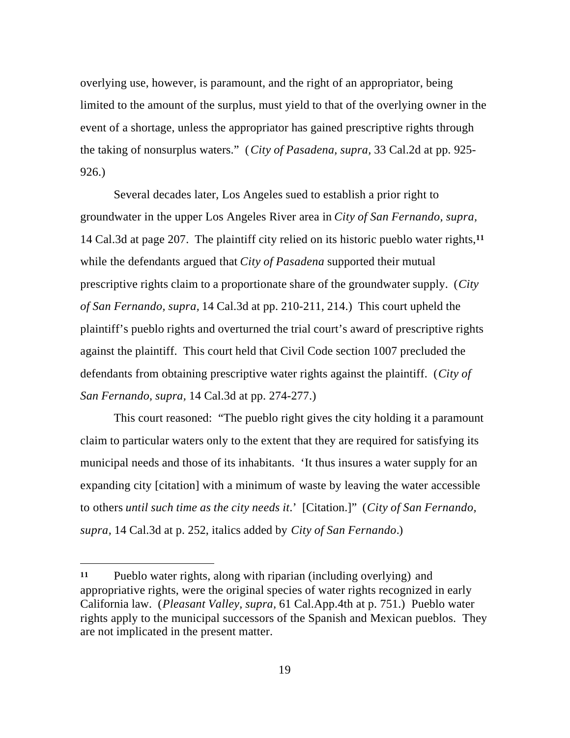overlying use, however, is paramount, and the right of an appropriator, being limited to the amount of the surplus, must yield to that of the overlying owner in the event of a shortage, unless the appropriator has gained prescriptive rights through the taking of nonsurplus waters." (*City of Pasadena, supra,* 33 Cal.2d at pp. 925-926.)

Several decades later, Los Angeles sued to establish a prior right to groundwater in the upper Los Angeles River area in *City of San Fernando, supra,* 14 Cal.3d at page 207. The plaintiff city relied on its historic pueblo water rights,[11] while the defendants argued that *City of Pasadena* supported their mutual prescriptive rights claim to a proportionate share of the groundwater supply. (*City of San Fernando, supra,* 14 Cal.3d at pp. 210-211, 214.) This court upheld the plaintiff's pueblo rights and overturned the trial court's award of prescriptive rights against the plaintiff. This court held that Civil Code section 1007 precluded the defendants from obtaining prescriptive water rights against the plaintiff. (*City of San Fernando, supra,* 14 Cal.3d at pp. 274-277.)

This court reasoned: "The pueblo right gives the city holding it a paramount claim to particular waters only to the extent that they are required for satisfying its municipal needs and those of its inhabitants. 'It thus insures a water supply for an expanding city [citation] with a minimum of waste by leaving the water accessible to others *until such time as the city needs it*.' [Citation.]" (*City of San Fernando, supra,* 14 Cal.3d at p. 252, italics added by *City of San Fernando*.)

---

[11] Pueblo water rights, along with riparian (including overlying) and appropriative rights, were the original species of water rights recognized in early California law. (*Pleasant Valley, supra,* 61 Cal.App.4th at p. 751.) Pueblo water rights apply to the municipal successors of the Spanish and Mexican pueblos. They are not implicated in the present matter.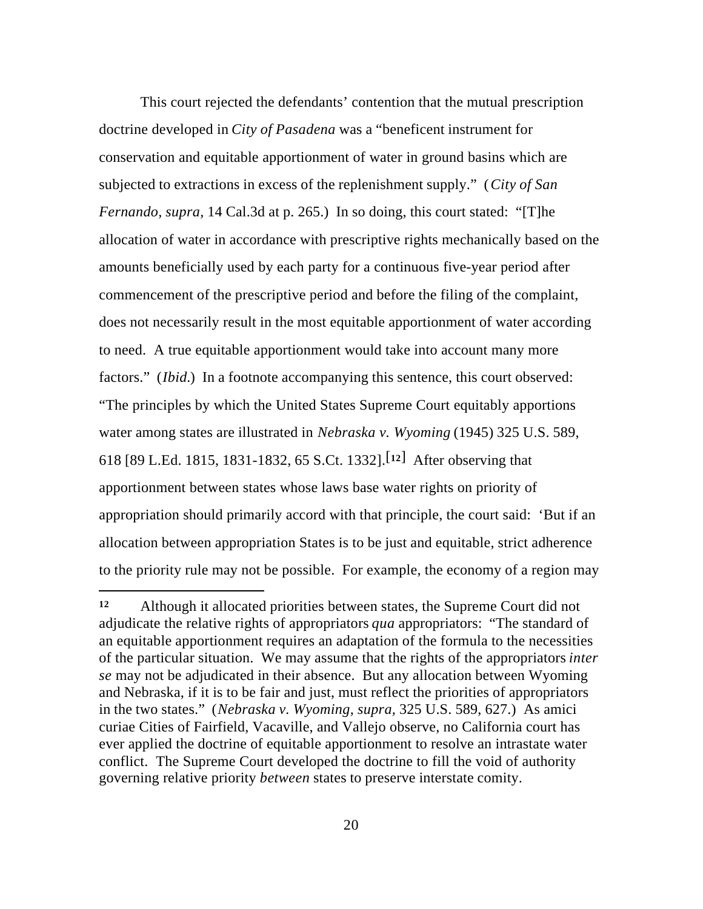This court rejected the defendants' contention that the mutual prescription doctrine developed in *City of Pasadena* was a "beneficent instrument for conservation and equitable apportionment of water in ground basins which are subjected to extractions in excess of the replenishment supply." (*City of San Fernando, supra*, 14 Cal.3d at p. 265.) In so doing, this court stated: "[T]he allocation of water in accordance with prescriptive rights mechanically based on the amounts beneficially used by each party for a continuous five-year period after commencement of the prescriptive period and before the filing of the complaint, does not necessarily result in the most equitable apportionment of water according to need. A true equitable apportionment would take into account many more factors." (*Ibid.*) In a footnote accompanying this sentence, this court observed: "The principles by which the United States Supreme Court equitably apportions water among states are illustrated in *Nebraska v. Wyoming* (1945) 325 U.S. 589, 618 [89 L.Ed. 1815, 1831-1832, 65 S.Ct. 1332].[12] After observing that apportionment between states whose laws base water rights on priority of appropriation should primarily accord with that principle, the court said: 'But if an allocation between appropriation States is to be just and equitable, strict adherence to the priority rule may not be possible. For example, the economy of a region may

---

[12] Although it allocated priorities between states, the Supreme Court did not adjudicate the relative rights of appropriators *qua* appropriators: "The standard of an equitable apportionment requires an adaptation of the formula to the necessities of the particular situation. We may assume that the rights of the appropriators *inter se* may not be adjudicated in their absence. But any allocation between Wyoming and Nebraska, if it is to be fair and just, must reflect the priorities of appropriators in the two states." (*Nebraska v. Wyoming, supra,* 325 U.S. 589, 627.) As amici curiae Cities of Fairfield, Vacaville, and Vallejo observe, no California court has ever applied the doctrine of equitable apportionment to resolve an intrastate water conflict. The Supreme Court developed the doctrine to fill the void of authority governing relative priority *between* states to preserve interstate comity.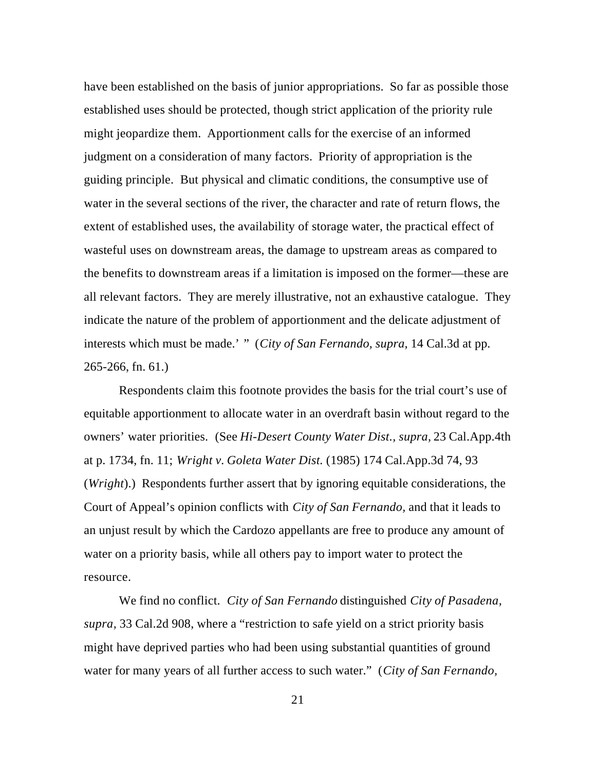have been established on the basis of junior appropriations. So far as possible those established uses should be protected, though strict application of the priority rule might jeopardize them. Apportionment calls for the exercise of an informed judgment on a consideration of many factors. Priority of appropriation is the guiding principle. But physical and climatic conditions, the consumptive use of water in the several sections of the river, the character and rate of return flows, the extent of established uses, the availability of storage water, the practical effect of wasteful uses on downstream areas, the damage to upstream areas as compared to the benefits to downstream areas if a limitation is imposed on the former—these are all relevant factors. They are merely illustrative, not an exhaustive catalogue. They indicate the nature of the problem of apportionment and the delicate adjustment of interests which must be made.' " (*City of San Fernando, supra,* 14 Cal.3d at pp. 265-266, fn. 61.)

Respondents claim this footnote provides the basis for the trial court's use of equitable apportionment to allocate water in an overdraft basin without regard to the owners' water priorities. (See *Hi-Desert County Water Dist.*, *supra,* 23 Cal.App.4th at p. 1734, fn. 11; *Wright v. Goleta Water Dist.* (1985) 174 Cal.App.3d 74, 93 (*Wright*).) Respondents further assert that by ignoring equitable considerations, the Court of Appeal's opinion conflicts with *City of San Fernando,* and that it leads to an unjust result by which the Cardozo appellants are free to produce any amount of water on a priority basis, while all others pay to import water to protect the resource.

We find no conflict. *City of San Fernando* distinguished *City of Pasadena, supra,* 33 Cal.2d 908, where a "restriction to safe yield on a strict priority basis might have deprived parties who had been using substantial quantities of ground water for many years of all further access to such water." (*City of San Fernando,*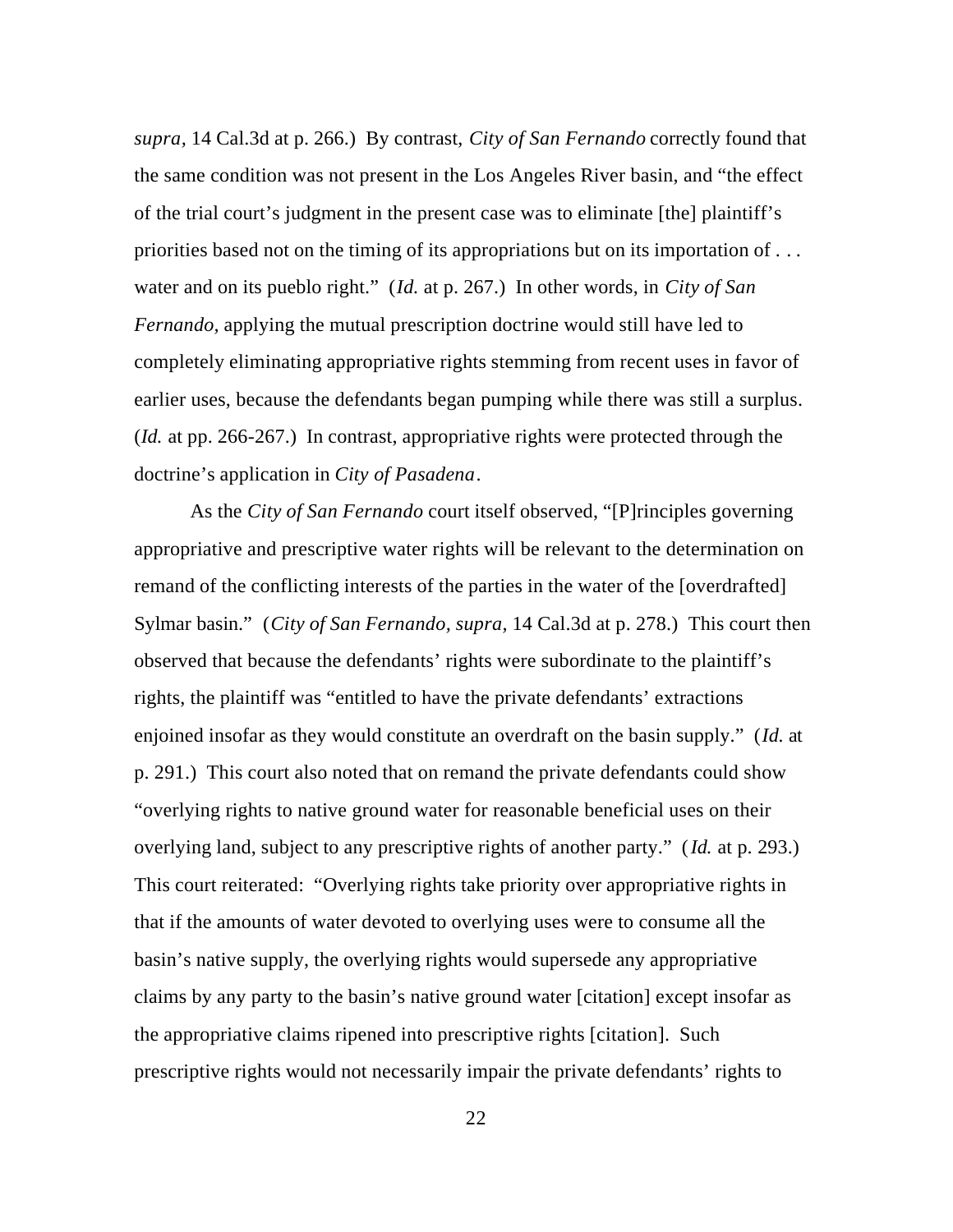*supra,* 14 Cal.3d at p. 266.) By contrast, *City of San Fernando* correctly found that the same condition was not present in the Los Angeles River basin, and "the effect of the trial court's judgment in the present case was to eliminate [the] plaintiff's priorities based not on the timing of its appropriations but on its importation of . . . water and on its pueblo right." (*Id.* at p. 267.) In other words, in *City of San Fernando,* applying the mutual prescription doctrine would still have led to completely eliminating appropriative rights stemming from recent uses in favor of earlier uses, because the defendants began pumping while there was still a surplus. (*Id.* at pp. 266-267.) In contrast, appropriative rights were protected through the doctrine's application in *City of Pasadena*.

As the *City of San Fernando* court itself observed, "[P]rinciples governing appropriative and prescriptive water rights will be relevant to the determination on remand of the conflicting interests of the parties in the water of the [overdrafted] Sylmar basin." (*City of San Fernando, supra,* 14 Cal.3d at p. 278.) This court then observed that because the defendants' rights were subordinate to the plaintiff's rights, the plaintiff was "entitled to have the private defendants' extractions enjoined insofar as they would constitute an overdraft on the basin supply." (*Id.* at p. 291.) This court also noted that on remand the private defendants could show "overlying rights to native ground water for reasonable beneficial uses on their overlying land, subject to any prescriptive rights of another party." (*Id.* at p. 293.) This court reiterated: "Overlying rights take priority over appropriative rights in that if the amounts of water devoted to overlying uses were to consume all the basin's native supply, the overlying rights would supersede any appropriative claims by any party to the basin's native ground water [citation] except insofar as the appropriative claims ripened into prescriptive rights [citation]. Such prescriptive rights would not necessarily impair the private defendants' rights to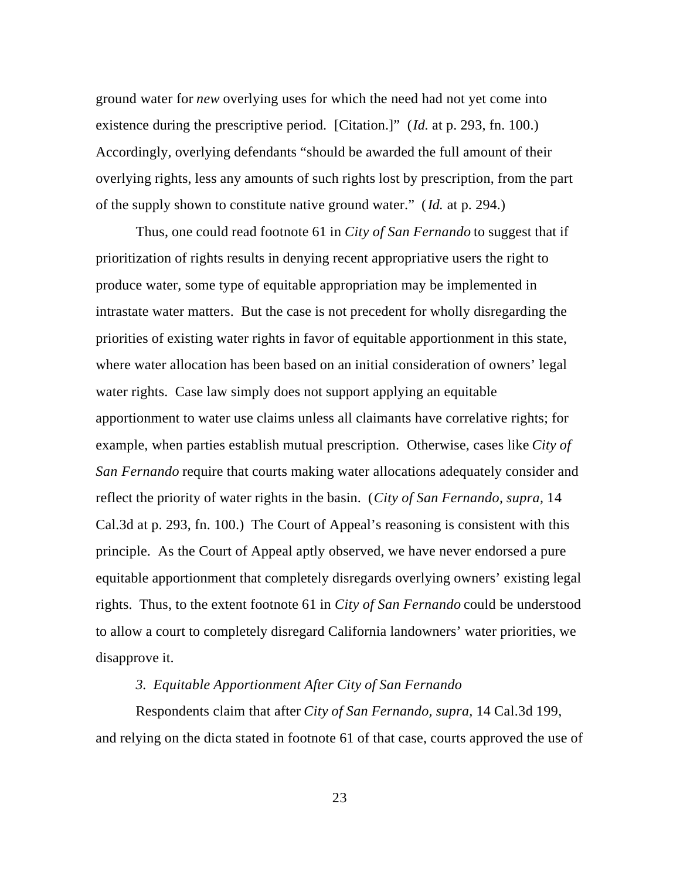ground water for *new* overlying uses for which the need had not yet come into existence during the prescriptive period. [Citation.]" (*Id.* at p. 293, fn. 100.) Accordingly, overlying defendants "should be awarded the full amount of their overlying rights, less any amounts of such rights lost by prescription, from the part of the supply shown to constitute native ground water." (*Id.* at p. 294.)

Thus, one could read footnote 61 in *City of San Fernando* to suggest that if prioritization of rights results in denying recent appropriative users the right to produce water, some type of equitable appropriation may be implemented in intrastate water matters. But the case is not precedent for wholly disregarding the priorities of existing water rights in favor of equitable apportionment in this state, where water allocation has been based on an initial consideration of owners' legal water rights. Case law simply does not support applying an equitable apportionment to water use claims unless all claimants have correlative rights; for example, when parties establish mutual prescription. Otherwise, cases like *City of San Fernando* require that courts making water allocations adequately consider and reflect the priority of water rights in the basin. (*City of San Fernando, supra*, 14 Cal.3d at p. 293, fn. 100.) The Court of Appeal's reasoning is consistent with this principle. As the Court of Appeal aptly observed, we have never endorsed a pure equitable apportionment that completely disregards overlying owners' existing legal rights. Thus, to the extent footnote 61 in *City of San Fernando* could be understood to allow a court to completely disregard California landowners' water priorities, we disapprove it.

### *3. Equitable Apportionment After City of San Fernando*

Respondents claim that after *City of San Fernando, supra*, 14 Cal.3d 199, and relying on the dicta stated in footnote 61 of that case, courts approved the use of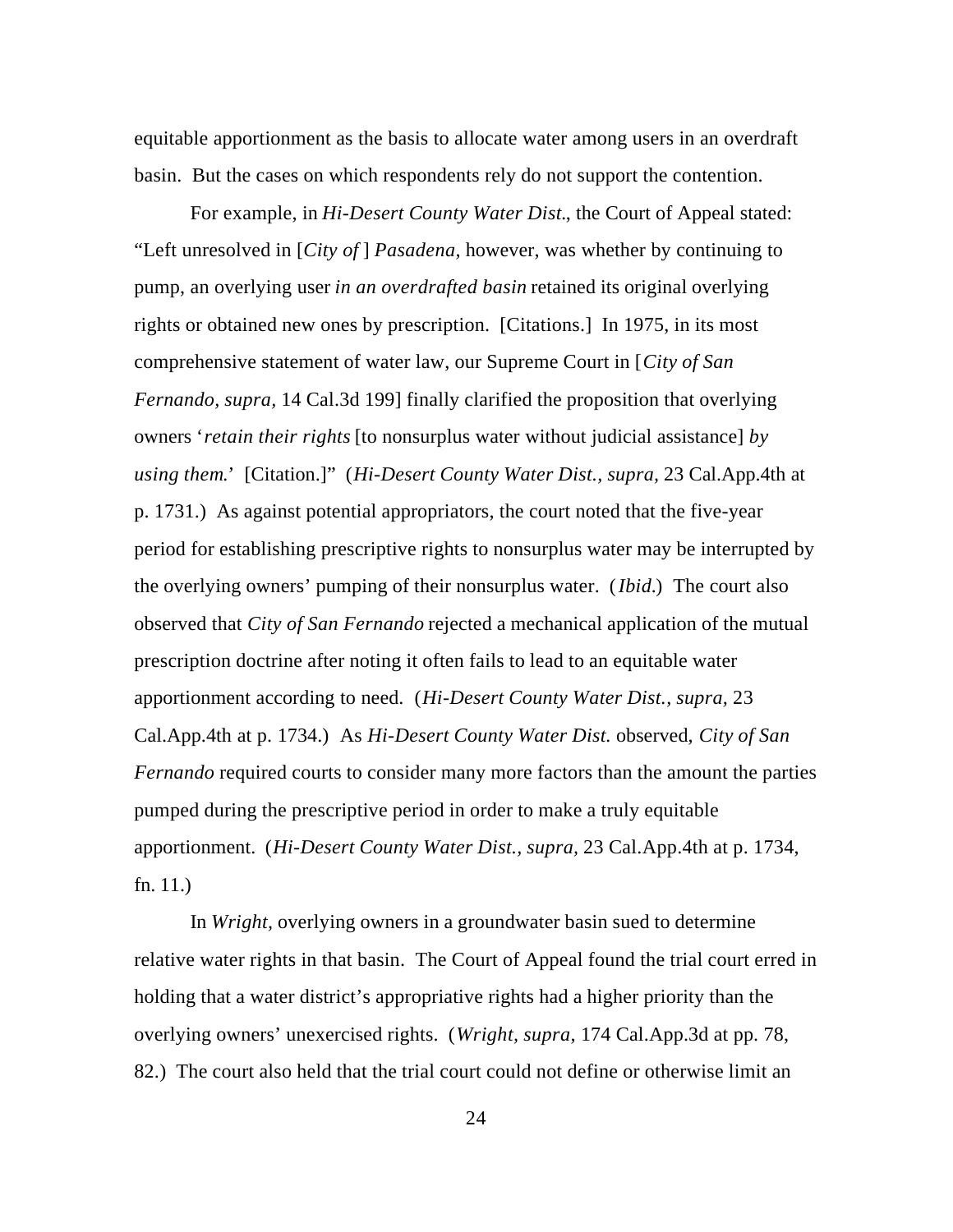equitable apportionment as the basis to allocate water among users in an overdraft basin. But the cases on which respondents rely do not support the contention.

For example, in *Hi-Desert County Water Dist.*, the Court of Appeal stated: "Left unresolved in [*City of* ] *Pasadena,* however, was whether by continuing to pump, an overlying user *in an overdrafted basin* retained its original overlying rights or obtained new ones by prescription. [Citations.] In 1975, in its most comprehensive statement of water law, our Supreme Court in [*City of San Fernando, supra,* 14 Cal.3d 199] finally clarified the proposition that overlying owners '*retain their rights* [to nonsurplus water without judicial assistance] *by using them.*' [Citation.]" (*Hi-Desert County Water Dist., supra,* 23 Cal.App.4th at p. 1731.) As against potential appropriators, the court noted that the five-year period for establishing prescriptive rights to nonsurplus water may be interrupted by the overlying owners' pumping of their nonsurplus water. (*Ibid.*) The court also observed that *City of San Fernando* rejected a mechanical application of the mutual prescription doctrine after noting it often fails to lead to an equitable water apportionment according to need. (*Hi-Desert County Water Dist., supra,* 23 Cal.App.4th at p. 1734.) As *Hi-Desert County Water Dist.* observed, *City of San Fernando* required courts to consider many more factors than the amount the parties pumped during the prescriptive period in order to make a truly equitable apportionment. (*Hi-Desert County Water Dist., supra,* 23 Cal.App.4th at p. 1734, fn. 11.)

In *Wright,* overlying owners in a groundwater basin sued to determine relative water rights in that basin. The Court of Appeal found the trial court erred in holding that a water district's appropriative rights had a higher priority than the overlying owners' unexercised rights. (*Wright, supra,* 174 Cal.App.3d at pp. 78, 82.) The court also held that the trial court could not define or otherwise limit an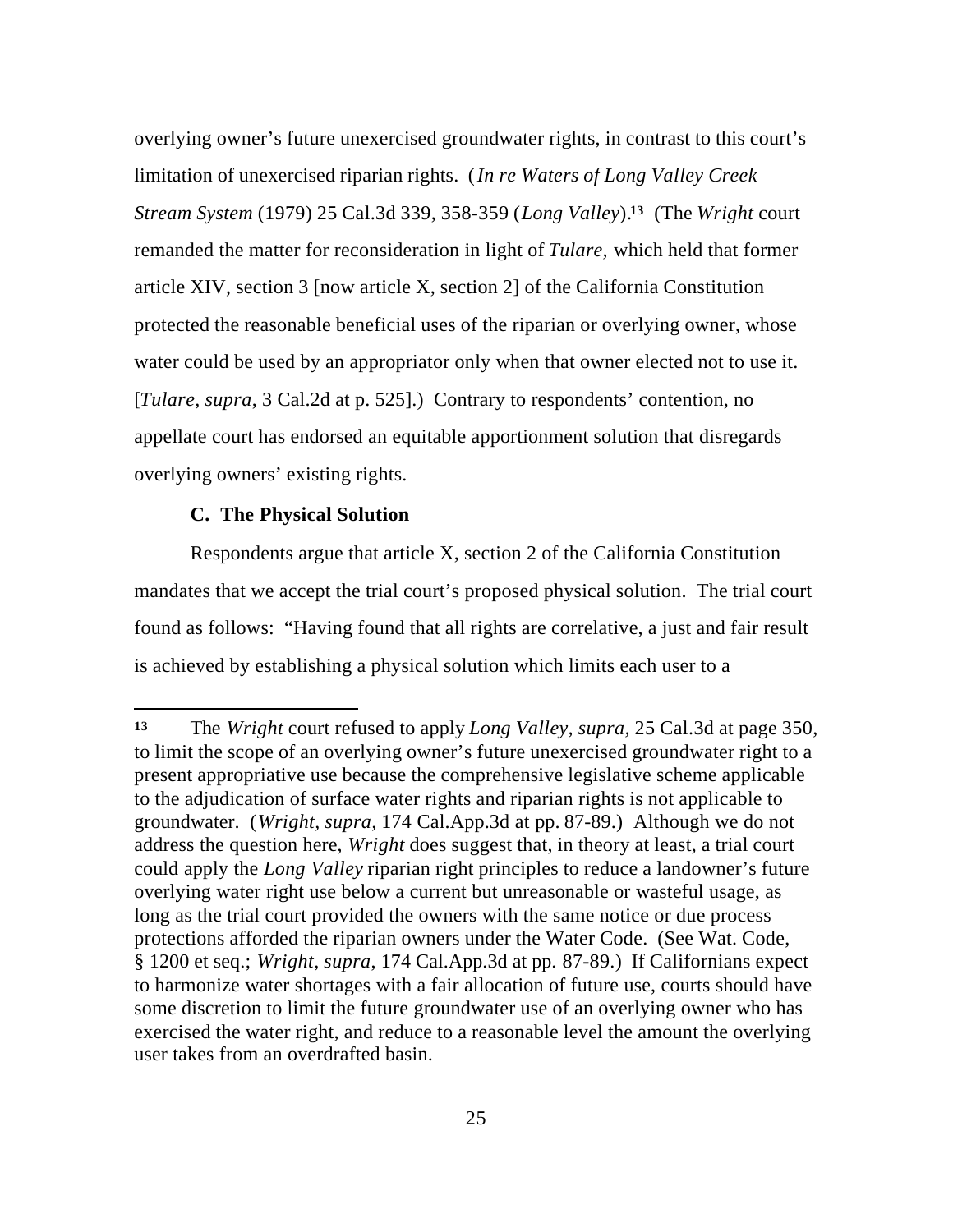overlying owner's future unexercised groundwater rights, in contrast to this court's limitation of unexercised riparian rights. (*In re Waters of Long Valley Creek Stream System* (1979) 25 Cal.3d 339, 358-359 (*Long Valley*).[13] (The *Wright* court remanded the matter for reconsideration in light of *Tulare,* which held that former article XIV, section 3 [now article X, section 2] of the California Constitution protected the reasonable beneficial uses of the riparian or overlying owner, whose water could be used by an appropriator only when that owner elected not to use it. [*Tulare, supra*, 3 Cal.2d at p. 525].) Contrary to respondents' contention, no appellate court has endorsed an equitable apportionment solution that disregards overlying owners' existing rights.

### C. The Physical Solution

Respondents argue that article X, section 2 of the California Constitution mandates that we accept the trial court's proposed physical solution. The trial court found as follows: "Having found that all rights are correlative, a just and fair result is achieved by establishing a physical solution which limits each user to a

---

[13] The *Wright* court refused to apply *Long Valley, supra,* 25 Cal.3d at page 350, to limit the scope of an overlying owner's future unexercised groundwater right to a present appropriative use because the comprehensive legislative scheme applicable to the adjudication of surface water rights and riparian rights is not applicable to groundwater. (*Wright, supra,* 174 Cal.App.3d at pp. 87-89.) Although we do not address the question here, *Wright* does suggest that, in theory at least, a trial court could apply the *Long Valley* riparian right principles to reduce a landowner's future overlying water right use below a current but unreasonable or wasteful usage, as long as the trial court provided the owners with the same notice or due process protections afforded the riparian owners under the Water Code. (See Wat. Code, § 1200 et seq.; *Wright, supra*, 174 Cal.App.3d at pp. 87-89.) If Californians expect to harmonize water shortages with a fair allocation of future use, courts should have some discretion to limit the future groundwater use of an overlying owner who has exercised the water right, and reduce to a reasonable level the amount the overlying user takes from an overdrafted basin.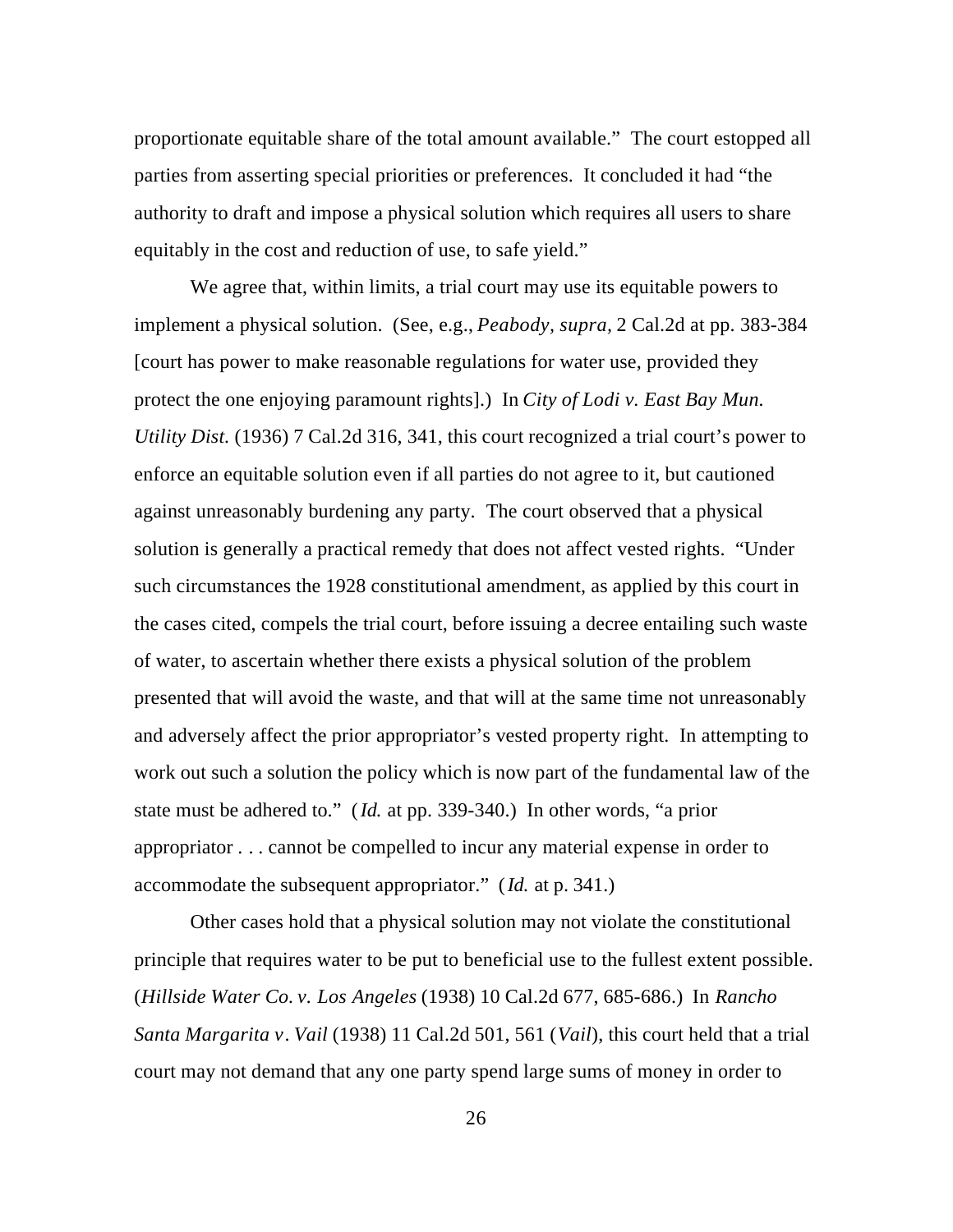proportionate equitable share of the total amount available." The court estopped all parties from asserting special priorities or preferences. It concluded it had "the authority to draft and impose a physical solution which requires all users to share equitably in the cost and reduction of use, to safe yield."

We agree that, within limits, a trial court may use its equitable powers to implement a physical solution. (See, e.g., *Peabody, supra,* 2 Cal.2d at pp. 383-384 [court has power to make reasonable regulations for water use, provided they protect the one enjoying paramount rights].) In *City of Lodi v. East Bay Mun. Utility Dist.* (1936) 7 Cal.2d 316, 341, this court recognized a trial court's power to enforce an equitable solution even if all parties do not agree to it, but cautioned against unreasonably burdening any party. The court observed that a physical solution is generally a practical remedy that does not affect vested rights. "Under such circumstances the 1928 constitutional amendment, as applied by this court in the cases cited, compels the trial court, before issuing a decree entailing such waste of water, to ascertain whether there exists a physical solution of the problem presented that will avoid the waste, and that will at the same time not unreasonably and adversely affect the prior appropriator's vested property right. In attempting to work out such a solution the policy which is now part of the fundamental law of the state must be adhered to." (*Id.* at pp. 339-340.) In other words, "a prior appropriator . . . cannot be compelled to incur any material expense in order to accommodate the subsequent appropriator." (*Id.* at p. 341.)

Other cases hold that a physical solution may not violate the constitutional principle that requires water to be put to beneficial use to the fullest extent possible. (*Hillside Water Co. v. Los Angeles* (1938) 10 Cal.2d 677, 685-686.) In *Rancho Santa Margarita v. Vail* (1938) 11 Cal.2d 501, 561 (*Vail*), this court held that a trial court may not demand that any one party spend large sums of money in order to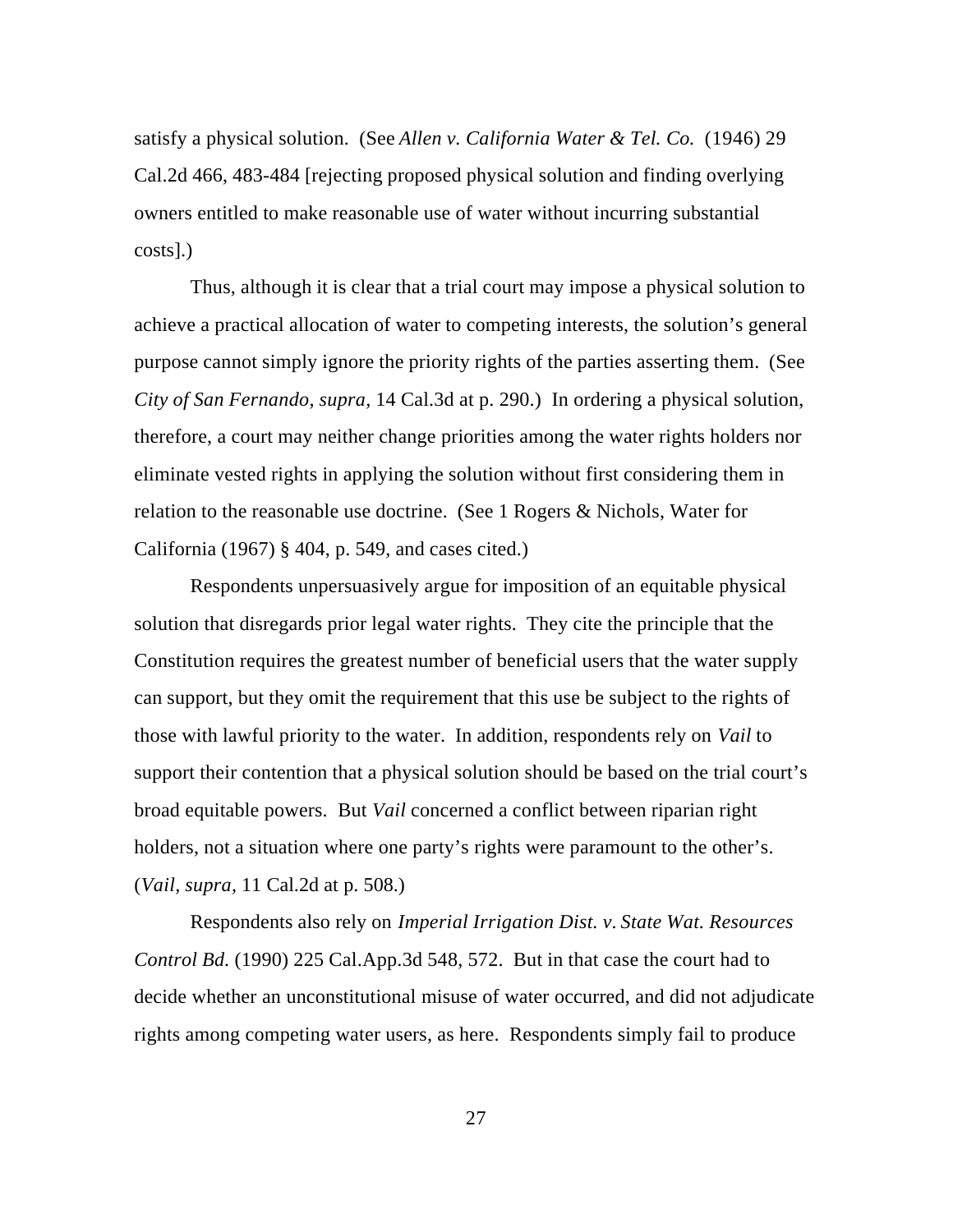satisfy a physical solution. (See *Allen v. California Water & Tel. Co.* (1946) 29 Cal.2d 466, 483-484 [rejecting proposed physical solution and finding overlying owners entitled to make reasonable use of water without incurring substantial costs].)

Thus, although it is clear that a trial court may impose a physical solution to achieve a practical allocation of water to competing interests, the solution's general purpose cannot simply ignore the priority rights of the parties asserting them. (See *City of San Fernando, supra*, 14 Cal.3d at p. 290.) In ordering a physical solution, therefore, a court may neither change priorities among the water rights holders nor eliminate vested rights in applying the solution without first considering them in relation to the reasonable use doctrine. (See 1 Rogers & Nichols, Water for California (1967) § 404, p. 549, and cases cited.)

Respondents unpersuasively argue for imposition of an equitable physical solution that disregards prior legal water rights. They cite the principle that the Constitution requires the greatest number of beneficial users that the water supply can support, but they omit the requirement that this use be subject to the rights of those with lawful priority to the water. In addition, respondents rely on *Vail* to support their contention that a physical solution should be based on the trial court's broad equitable powers. But *Vail* concerned a conflict between riparian right holders, not a situation where one party's rights were paramount to the other's. (*Vail*, *supra*, 11 Cal.2d at p. 508.)

Respondents also rely on *Imperial Irrigation Dist. v. State Wat. Resources Control Bd.* (1990) 225 Cal.App.3d 548, 572. But in that case the court had to decide whether an unconstitutional misuse of water occurred, and did not adjudicate rights among competing water users, as here. Respondents simply fail to produce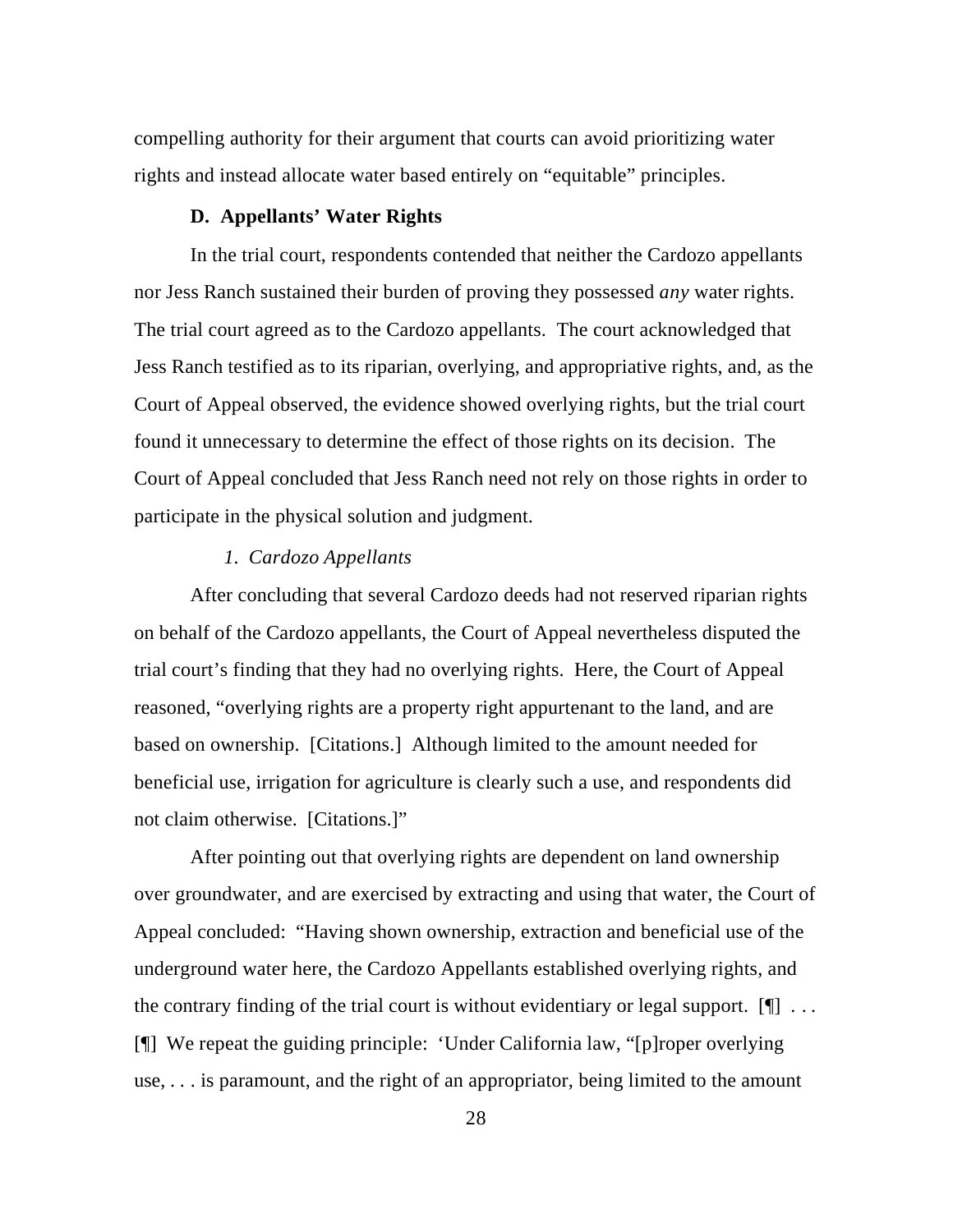compelling authority for their argument that courts can avoid prioritizing water rights and instead allocate water based entirely on "equitable" principles.

### D. Appellants' Water Rights

In the trial court, respondents contended that neither the Cardozo appellants nor Jess Ranch sustained their burden of proving they possessed *any* water rights. The trial court agreed as to the Cardozo appellants. The court acknowledged that Jess Ranch testified as to its riparian, overlying, and appropriative rights, and, as the Court of Appeal observed, the evidence showed overlying rights, but the trial court found it unnecessary to determine the effect of those rights on its decision. The Court of Appeal concluded that Jess Ranch need not rely on those rights in order to participate in the physical solution and judgment.

#### *1. Cardozo Appellants*

After concluding that several Cardozo deeds had not reserved riparian rights on behalf of the Cardozo appellants, the Court of Appeal nevertheless disputed the trial court's finding that they had no overlying rights. Here, the Court of Appeal reasoned, "overlying rights are a property right appurtenant to the land, and are based on ownership. [Citations.] Although limited to the amount needed for beneficial use, irrigation for agriculture is clearly such a use, and respondents did not claim otherwise. [Citations.]"

After pointing out that overlying rights are dependent on land ownership over groundwater, and are exercised by extracting and using that water, the Court of Appeal concluded: "Having shown ownership, extraction and beneficial use of the underground water here, the Cardozo Appellants established overlying rights, and the contrary finding of the trial court is without evidentiary or legal support. [¶] . . . [¶] We repeat the guiding principle: 'Under California law, "[p]roper overlying use, . . . is paramount, and the right of an appropriator, being limited to the amount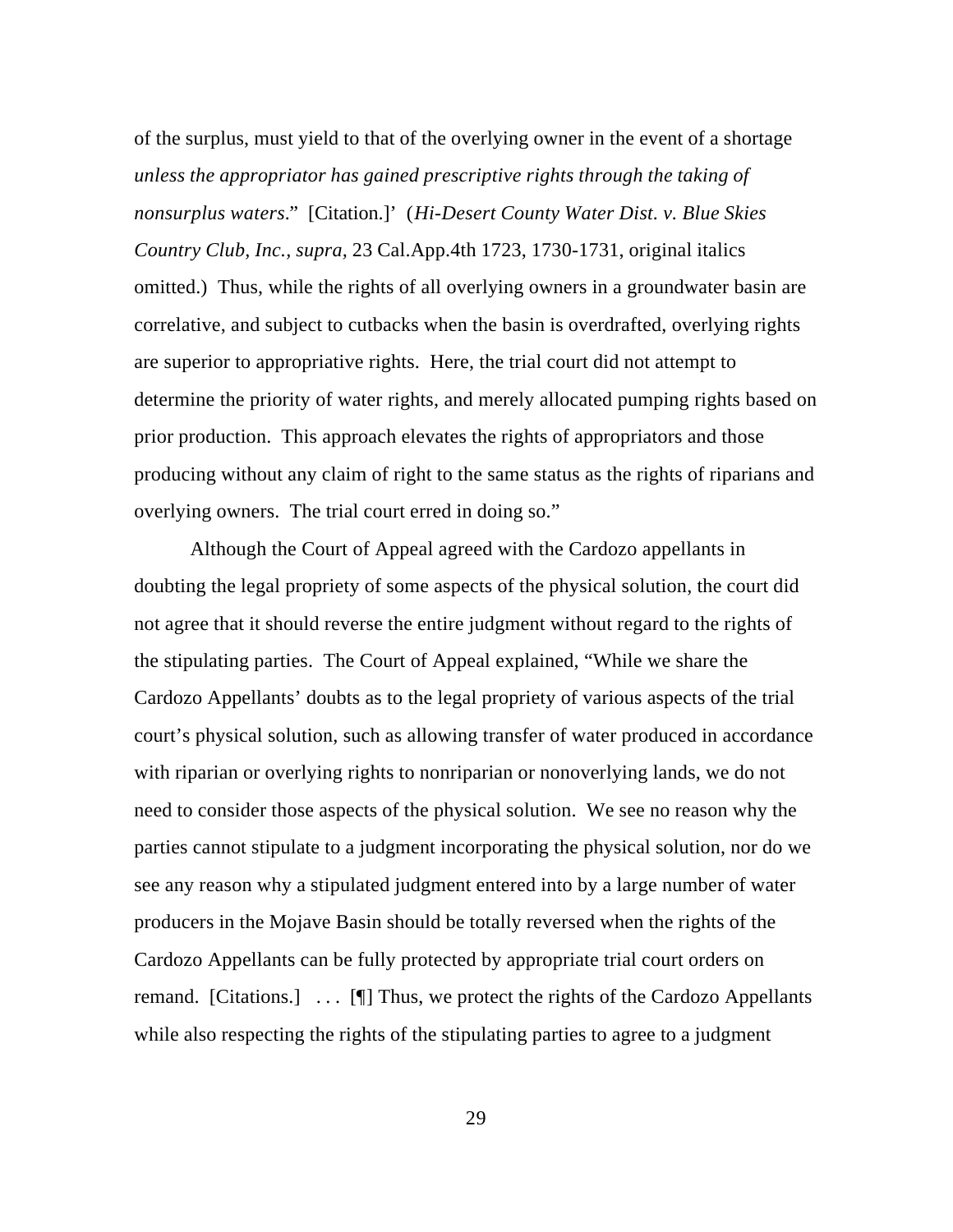of the surplus, must yield to that of the overlying owner in the event of a shortage *unless the appropriator has gained prescriptive rights through the taking of nonsurplus waters*." [Citation.]' (*Hi-Desert County Water Dist. v. Blue Skies Country Club, Inc.*, *supra*, 23 Cal.App.4th 1723, 1730-1731, original italics omitted.) Thus, while the rights of all overlying owners in a groundwater basin are correlative, and subject to cutbacks when the basin is overdrafted, overlying rights are superior to appropriative rights. Here, the trial court did not attempt to determine the priority of water rights, and merely allocated pumping rights based on prior production. This approach elevates the rights of appropriators and those producing without any claim of right to the same status as the rights of riparians and overlying owners. The trial court erred in doing so."

Although the Court of Appeal agreed with the Cardozo appellants in doubting the legal propriety of some aspects of the physical solution, the court did not agree that it should reverse the entire judgment without regard to the rights of the stipulating parties. The Court of Appeal explained, "While we share the Cardozo Appellants' doubts as to the legal propriety of various aspects of the trial court's physical solution, such as allowing transfer of water produced in accordance with riparian or overlying rights to nonriparian or nonoverlying lands, we do not need to consider those aspects of the physical solution. We see no reason why the parties cannot stipulate to a judgment incorporating the physical solution, nor do we see any reason why a stipulated judgment entered into by a large number of water producers in the Mojave Basin should be totally reversed when the rights of the Cardozo Appellants can be fully protected by appropriate trial court orders on remand. [Citations.] . . . [¶] Thus, we protect the rights of the Cardozo Appellants while also respecting the rights of the stipulating parties to agree to a judgment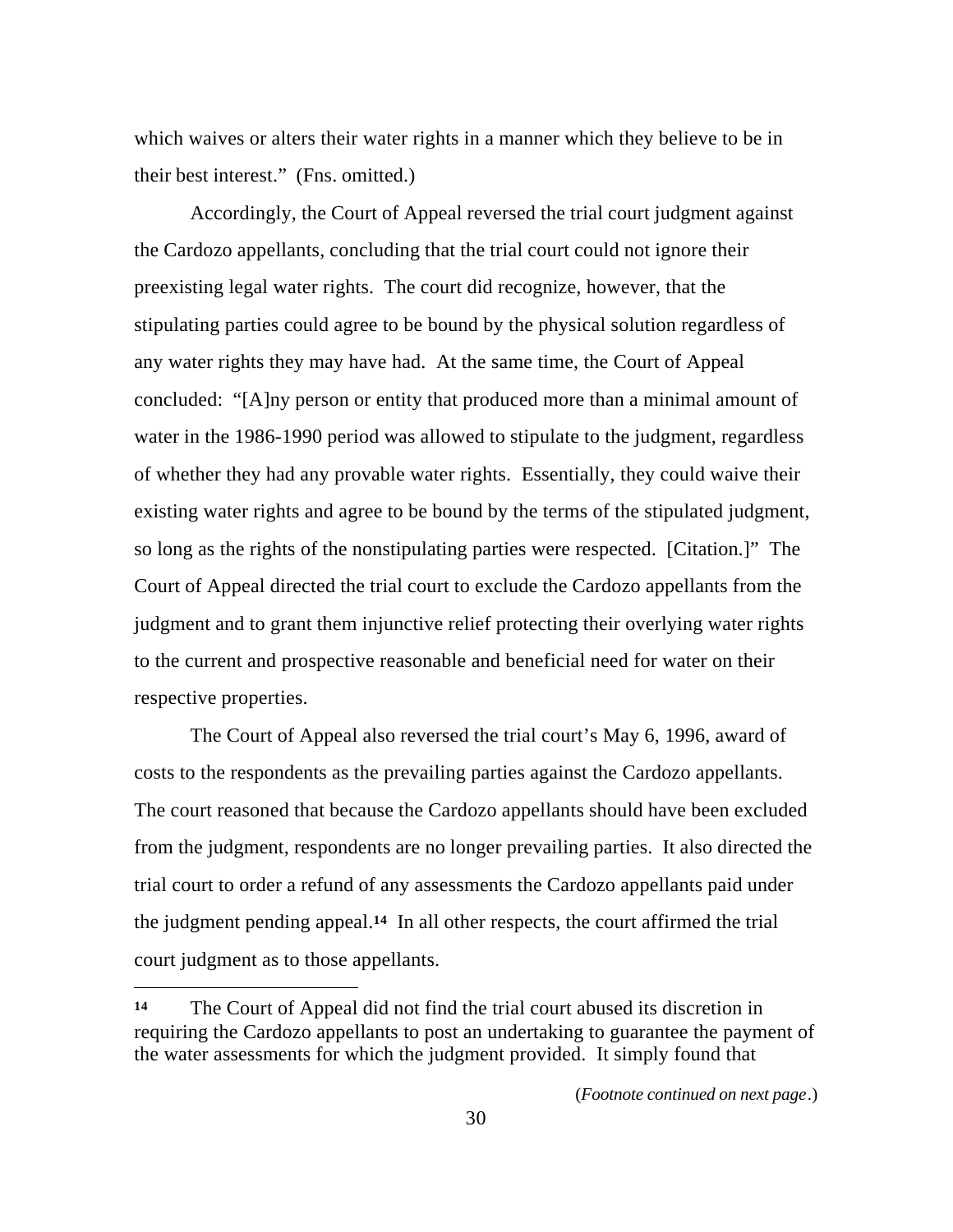which waives or alters their water rights in a manner which they believe to be in their best interest." (Fns. omitted.)

Accordingly, the Court of Appeal reversed the trial court judgment against the Cardozo appellants, concluding that the trial court could not ignore their preexisting legal water rights. The court did recognize, however, that the stipulating parties could agree to be bound by the physical solution regardless of any water rights they may have had. At the same time, the Court of Appeal concluded: "[A]ny person or entity that produced more than a minimal amount of water in the 1986-1990 period was allowed to stipulate to the judgment, regardless of whether they had any provable water rights. Essentially, they could waive their existing water rights and agree to be bound by the terms of the stipulated judgment, so long as the rights of the nonstipulating parties were respected. [Citation.]" The Court of Appeal directed the trial court to exclude the Cardozo appellants from the judgment and to grant them injunctive relief protecting their overlying water rights to the current and prospective reasonable and beneficial need for water on their respective properties.

The Court of Appeal also reversed the trial court's May 6, 1996, award of costs to the respondents as the prevailing parties against the Cardozo appellants. The court reasoned that because the Cardozo appellants should have been excluded from the judgment, respondents are no longer prevailing parties. It also directed the trial court to order a refund of any assessments the Cardozo appellants paid under the judgment pending appeal.[14] In all other respects, the court affirmed the trial court judgment as to those appellants.

---

[14] The Court of Appeal did not find the trial court abused its discretion in requiring the Cardozo appellants to post an undertaking to guarantee the payment of the water assessments for which the judgment provided. It simply found that

(*Footnote continued on next page*.)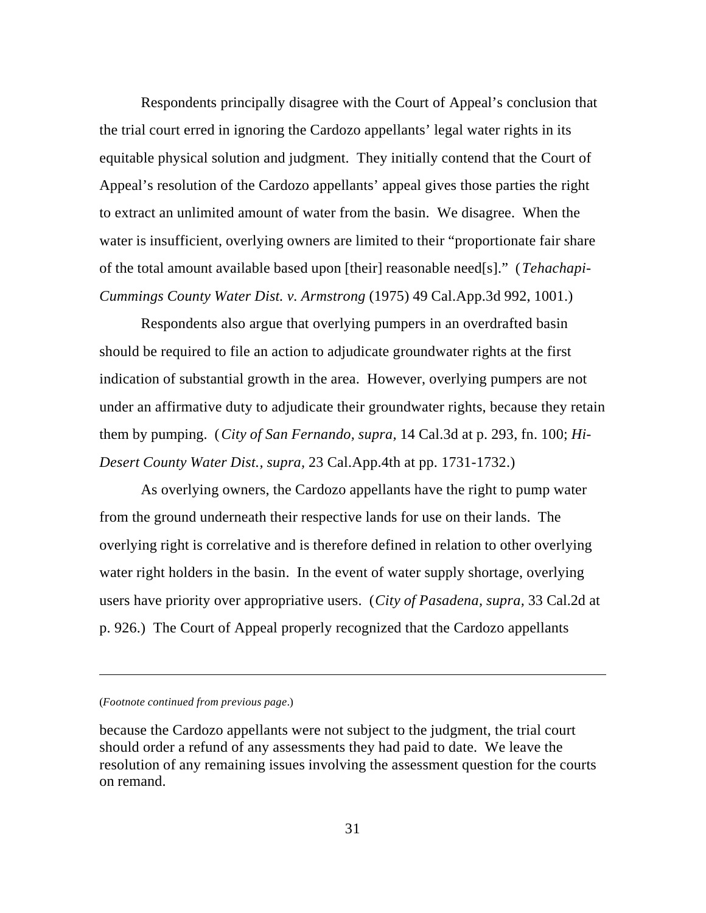Respondents principally disagree with the Court of Appeal's conclusion that the trial court erred in ignoring the Cardozo appellants' legal water rights in its equitable physical solution and judgment. They initially contend that the Court of Appeal's resolution of the Cardozo appellants' appeal gives those parties the right to extract an unlimited amount of water from the basin. We disagree. When the water is insufficient, overlying owners are limited to their "proportionate fair share of the total amount available based upon [their] reasonable need[s]." (*Tehachapi-Cummings County Water Dist. v. Armstrong* (1975) 49 Cal.App.3d 992, 1001.)

Respondents also argue that overlying pumpers in an overdrafted basin should be required to file an action to adjudicate groundwater rights at the first indication of substantial growth in the area. However, overlying pumpers are not under an affirmative duty to adjudicate their groundwater rights, because they retain them by pumping. (*City of San Fernando, supra,* 14 Cal.3d at p. 293, fn. 100; *Hi-Desert County Water Dist., supra,* 23 Cal.App.4th at pp. 1731-1732.)

As overlying owners, the Cardozo appellants have the right to pump water from the ground underneath their respective lands for use on their lands. The overlying right is correlative and is therefore defined in relation to other overlying water right holders in the basin. In the event of water supply shortage, overlying users have priority over appropriative users. (*City of Pasadena, supra,* 33 Cal.2d at p. 926.) The Court of Appeal properly recognized that the Cardozo appellants

---

(*Footnote continued from previous page.*)

because the Cardozo appellants were not subject to the judgment, the trial court should order a refund of any assessments they had paid to date. We leave the resolution of any remaining issues involving the assessment question for the courts on remand.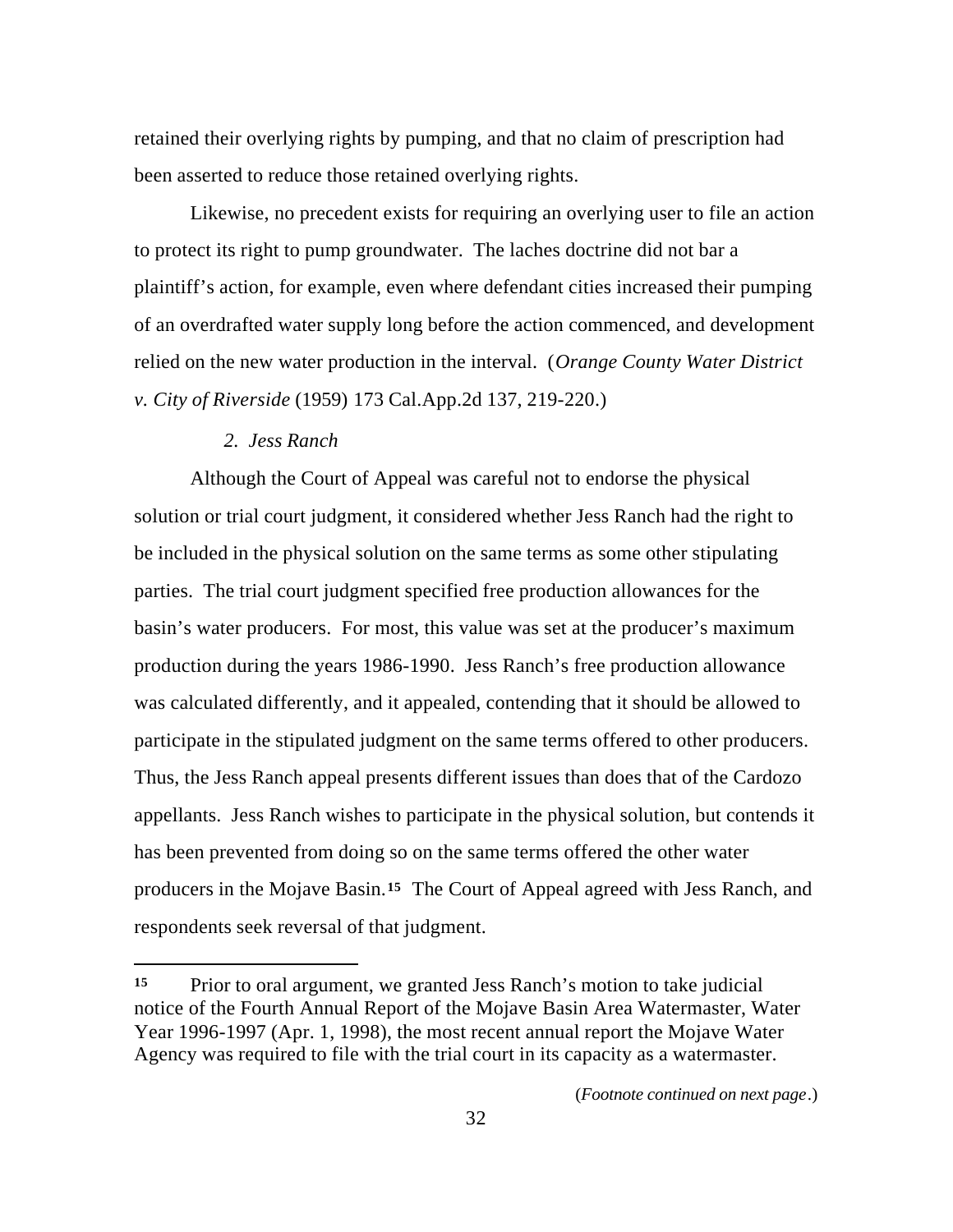retained their overlying rights by pumping, and that no claim of prescription had been asserted to reduce those retained overlying rights.

Likewise, no precedent exists for requiring an overlying user to file an action to protect its right to pump groundwater. The laches doctrine did not bar a plaintiff's action, for example, even where defendant cities increased their pumping of an overdrafted water supply long before the action commenced, and development relied on the new water production in the interval. (*Orange County Water District v. City of Riverside* (1959) 173 Cal.App.2d 137, 219-220.)

### *2. Jess Ranch*

Although the Court of Appeal was careful not to endorse the physical solution or trial court judgment, it considered whether Jess Ranch had the right to be included in the physical solution on the same terms as some other stipulating parties. The trial court judgment specified free production allowances for the basin's water producers. For most, this value was set at the producer's maximum production during the years 1986-1990. Jess Ranch's free production allowance was calculated differently, and it appealed, contending that it should be allowed to participate in the stipulated judgment on the same terms offered to other producers. Thus, the Jess Ranch appeal presents different issues than does that of the Cardozo appellants. Jess Ranch wishes to participate in the physical solution, but contends it has been prevented from doing so on the same terms offered the other water producers in the Mojave Basin.[15] The Court of Appeal agreed with Jess Ranch, and respondents seek reversal of that judgment.

---

[15] Prior to oral argument, we granted Jess Ranch's motion to take judicial notice of the Fourth Annual Report of the Mojave Basin Area Watermaster, Water Year 1996-1997 (Apr. 1, 1998), the most recent annual report the Mojave Water Agency was required to file with the trial court in its capacity as a watermaster.

(*Footnote continued on next page*.)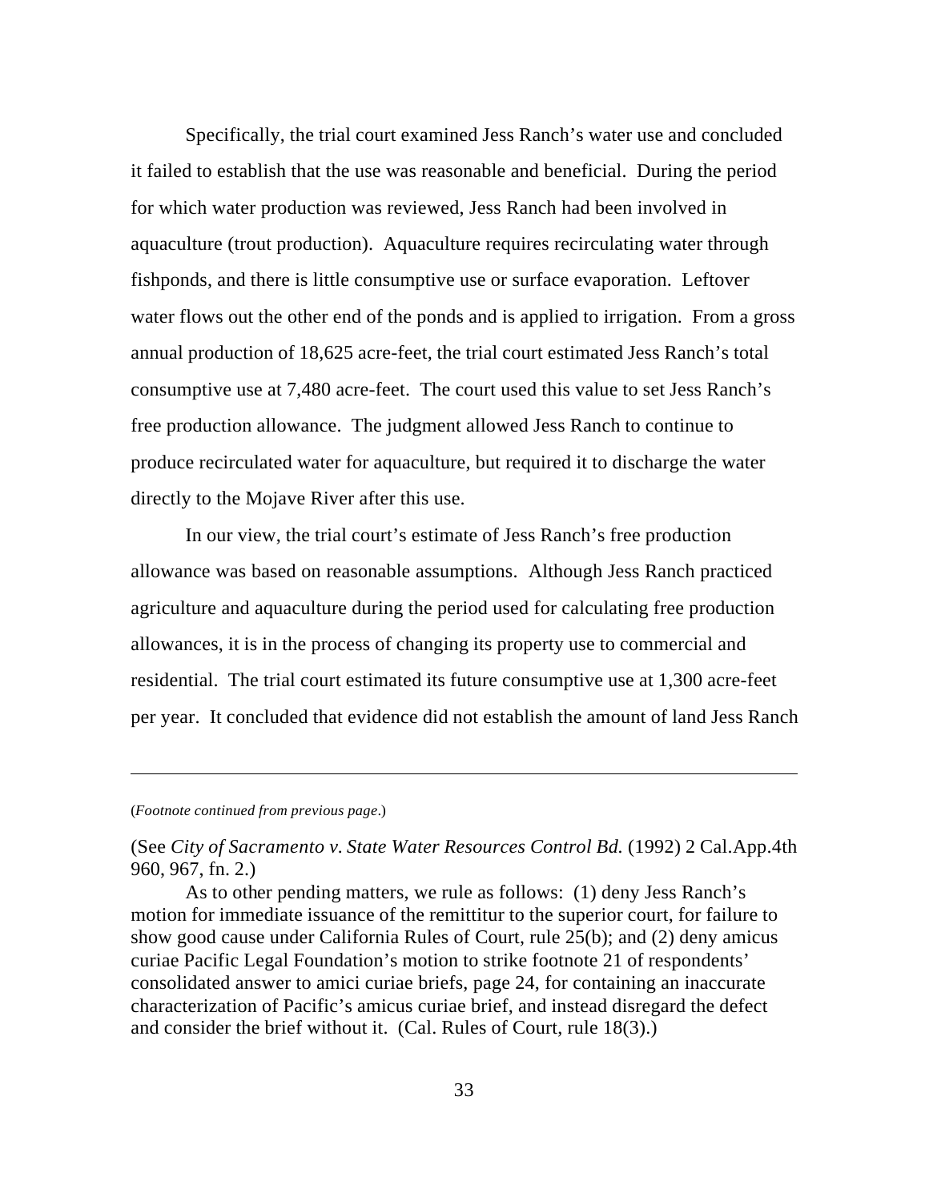Specifically, the trial court examined Jess Ranch's water use and concluded it failed to establish that the use was reasonable and beneficial. During the period for which water production was reviewed, Jess Ranch had been involved in aquaculture (trout production). Aquaculture requires recirculating water through fishponds, and there is little consumptive use or surface evaporation. Leftover water flows out the other end of the ponds and is applied to irrigation. From a gross annual production of 18,625 acre-feet, the trial court estimated Jess Ranch's total consumptive use at 7,480 acre-feet. The court used this value to set Jess Ranch's free production allowance. The judgment allowed Jess Ranch to continue to produce recirculated water for aquaculture, but required it to discharge the water directly to the Mojave River after this use.

In our view, the trial court's estimate of Jess Ranch's free production allowance was based on reasonable assumptions. Although Jess Ranch practiced agriculture and aquaculture during the period used for calculating free production allowances, it is in the process of changing its property use to commercial and residential. The trial court estimated its future consumptive use at 1,300 acre-feet per year. It concluded that evidence did not establish the amount of land Jess Ranch

---

(*Footnote continued from previous page*.)

(See *City of Sacramento v. State Water Resources Control Bd.* (1992) 2 Cal.App.4th 960, 967, fn. 2.)

As to other pending matters, we rule as follows: (1) deny Jess Ranch's motion for immediate issuance of the remittitur to the superior court, for failure to show good cause under California Rules of Court, rule 25(b); and (2) deny amicus curiae Pacific Legal Foundation's motion to strike footnote 21 of respondents' consolidated answer to amici curiae briefs, page 24, for containing an inaccurate characterization of Pacific's amicus curiae brief, and instead disregard the defect and consider the brief without it. (Cal. Rules of Court, rule 18(3).)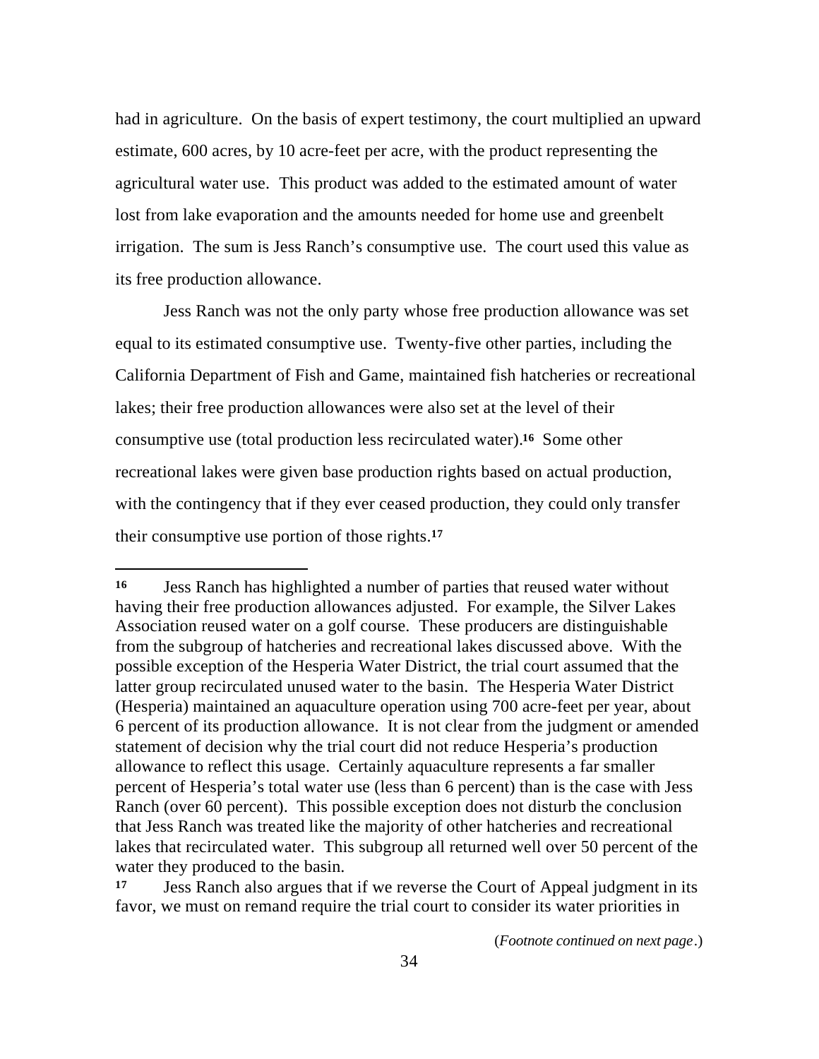had in agriculture. On the basis of expert testimony, the court multiplied an upward estimate, 600 acres, by 10 acre-feet per acre, with the product representing the agricultural water use. This product was added to the estimated amount of water lost from lake evaporation and the amounts needed for home use and greenbelt irrigation. The sum is Jess Ranch's consumptive use. The court used this value as its free production allowance.

Jess Ranch was not the only party whose free production allowance was set equal to its estimated consumptive use. Twenty-five other parties, including the California Department of Fish and Game, maintained fish hatcheries or recreational lakes; their free production allowances were also set at the level of their consumptive use (total production less recirculated water).[16] Some other recreational lakes were given base production rights based on actual production, with the contingency that if they ever ceased production, they could only transfer their consumptive use portion of those rights.[17]

---

[16] Jess Ranch has highlighted a number of parties that reused water without having their free production allowances adjusted. For example, the Silver Lakes Association reused water on a golf course. These producers are distinguishable from the subgroup of hatcheries and recreational lakes discussed above. With the possible exception of the Hesperia Water District, the trial court assumed that the latter group recirculated unused water to the basin. The Hesperia Water District (Hesperia) maintained an aquaculture operation using 700 acre-feet per year, about 6 percent of its production allowance. It is not clear from the judgment or amended statement of decision why the trial court did not reduce Hesperia's production allowance to reflect this usage. Certainly aquaculture represents a far smaller percent of Hesperia's total water use (less than 6 percent) than is the case with Jess Ranch (over 60 percent). This possible exception does not disturb the conclusion that Jess Ranch was treated like the majority of other hatcheries and recreational lakes that recirculated water. This subgroup all returned well over 50 percent of the water they produced to the basin.

[17] Jess Ranch also argues that if we reverse the Court of Appeal judgment in its favor, we must on remand require the trial court to consider its water priorities in

(*Footnote continued on next page*.)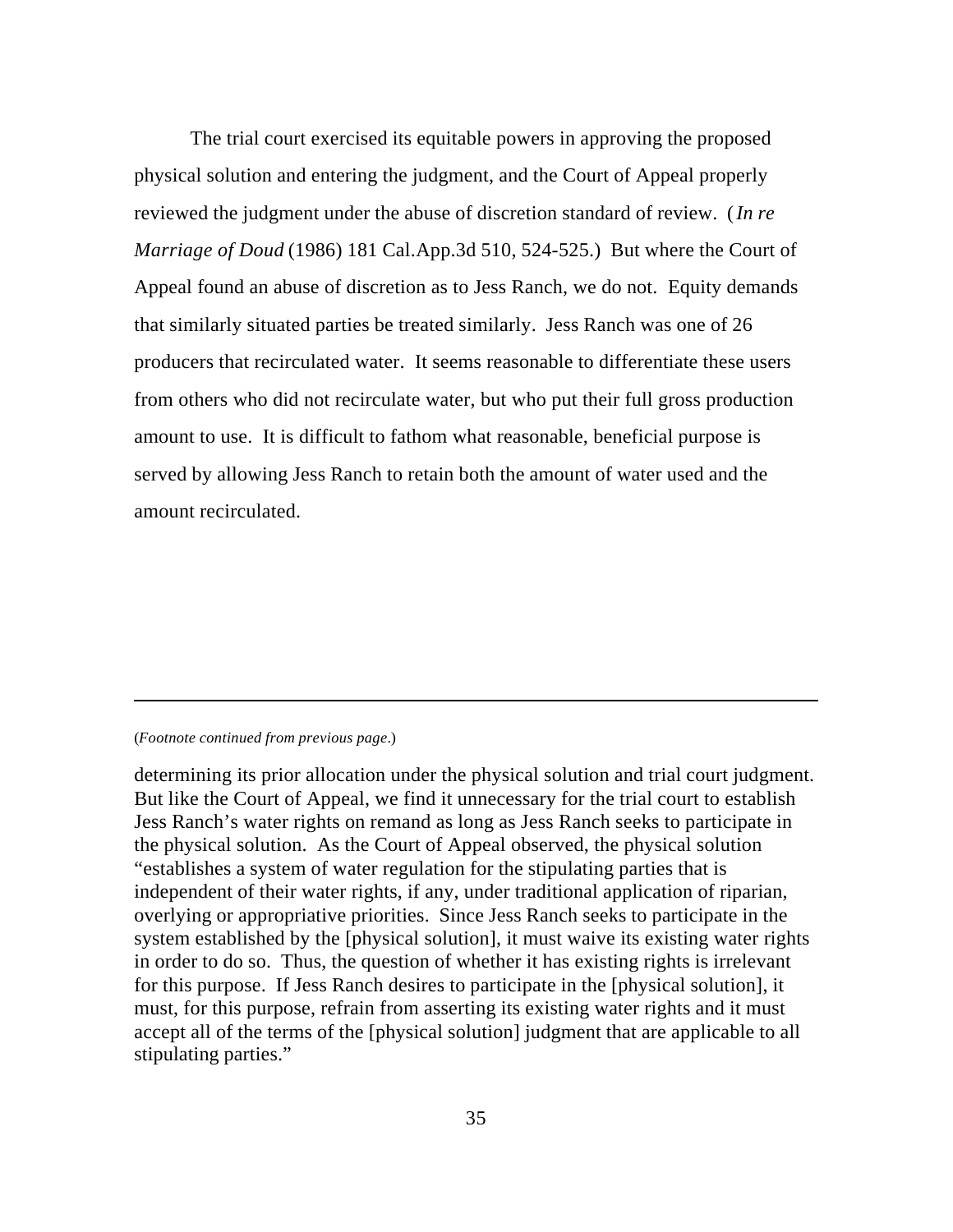The trial court exercised its equitable powers in approving the proposed physical solution and entering the judgment, and the Court of Appeal properly reviewed the judgment under the abuse of discretion standard of review. (*In re Marriage of Doud* (1986) 181 Cal.App.3d 510, 524-525.) But where the Court of Appeal found an abuse of discretion as to Jess Ranch, we do not. Equity demands that similarly situated parties be treated similarly. Jess Ranch was one of 26 producers that recirculated water. It seems reasonable to differentiate these users from others who did not recirculate water, but who put their full gross production amount to use. It is difficult to fathom what reasonable, beneficial purpose is served by allowing Jess Ranch to retain both the amount of water used and the amount recirculated.

---

(*Footnote continued from previous page*.)

determining its prior allocation under the physical solution and trial court judgment. But like the Court of Appeal, we find it unnecessary for the trial court to establish Jess Ranch's water rights on remand as long as Jess Ranch seeks to participate in the physical solution. As the Court of Appeal observed, the physical solution "establishes a system of water regulation for the stipulating parties that is independent of their water rights, if any, under traditional application of riparian, overlying or appropriative priorities. Since Jess Ranch seeks to participate in the system established by the [physical solution], it must waive its existing water rights in order to do so. Thus, the question of whether it has existing rights is irrelevant for this purpose. If Jess Ranch desires to participate in the [physical solution], it must, for this purpose, refrain from asserting its existing water rights and it must accept all of the terms of the [physical solution] judgment that are applicable to all stipulating parties."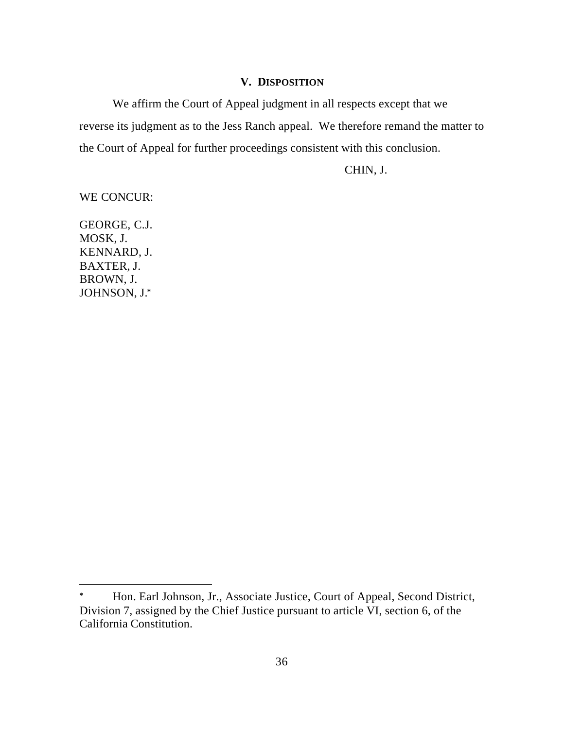## V. Disposition

We affirm the Court of Appeal judgment in all respects except that we reverse its judgment as to the Jess Ranch appeal. We therefore remand the matter to the Court of Appeal for further proceedings consistent with this conclusion.

CHIN, J.

WE CONCUR:

GEORGE, C.J.
MOSK, J.
KENNARD, J.
BAXTER, J.
BROWN, J.
JOHNSON, J.*

---

* Hon. Earl Johnson, Jr., Associate Justice, Court of Appeal, Second District, Division 7, assigned by the Chief Justice pursuant to article VI, section 6, of the California Constitution.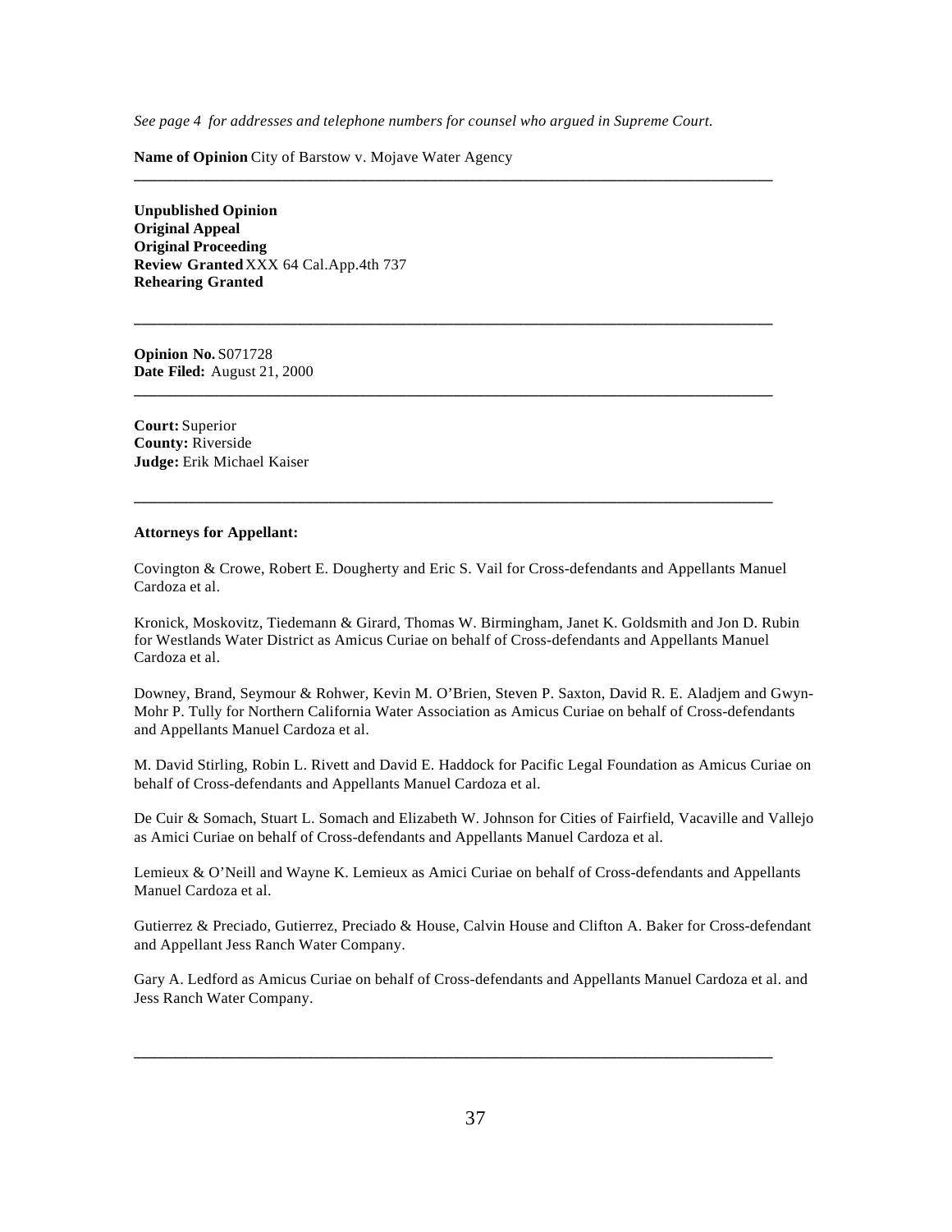*See page 4 for addresses and telephone numbers for counsel who argued in Supreme Court.*

**Name of Opinion** City of Barstow v. Mojave Water Agency

---

**Unpublished Opinion**
**Original Appeal**
**Original Proceeding**
**Review Granted** XXX 64 Cal.App.4th 737
**Rehearing Granted**

---

**Opinion No.** S071728
**Date Filed:** August 21, 2000

---

**Court:** Superior
**County:** Riverside
**Judge:** Erik Michael Kaiser

---

**Attorneys for Appellant:**

Covington & Crowe, Robert E. Dougherty and Eric S. Vail for Cross-defendants and Appellants Manuel Cardoza et al.

Kronick, Moskovitz, Tiedemann & Girard, Thomas W. Birmingham, Janet K. Goldsmith and Jon D. Rubin for Westlands Water District as Amicus Curiae on behalf of Cross-defendants and Appellants Manuel Cardoza et al.

Downey, Brand, Seymour & Rohwer, Kevin M. O'Brien, Steven P. Saxton, David R. E. Aladjem and Gwyn-Mohr P. Tully for Northern California Water Association as Amicus Curiae on behalf of Cross-defendants and Appellants Manuel Cardoza et al.

M. David Stirling, Robin L. Rivett and David E. Haddock for Pacific Legal Foundation as Amicus Curiae on behalf of Cross-defendants and Appellants Manuel Cardoza et al.

De Cuir & Somach, Stuart L. Somach and Elizabeth W. Johnson for Cities of Fairfield, Vacaville and Vallejo as Amici Curiae on behalf of Cross-defendants and Appellants Manuel Cardoza et al.

Lemieux & O'Neill and Wayne K. Lemieux as Amici Curiae on behalf of Cross-defendants and Appellants Manuel Cardoza et al.

Gutierrez & Preciado, Gutierrez, Preciado & House, Calvin House and Clifton A. Baker for Cross-defendant and Appellant Jess Ranch Water Company.

Gary A. Ledford as Amicus Curiae on behalf of Cross-defendants and Appellants Manuel Cardoza et al. and Jess Ranch Water Company.

---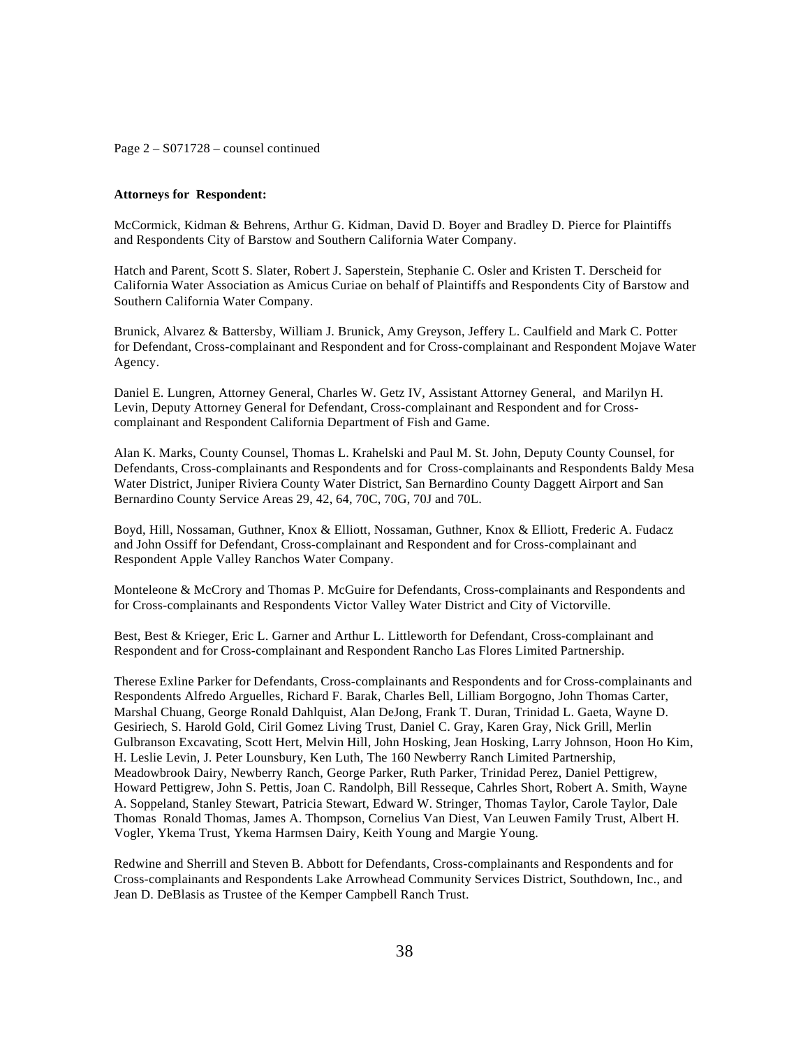Page 2 – S071728 – counsel continued

**Attorneys for Respondent:**

McCormick, Kidman & Behrens, Arthur G. Kidman, David D. Boyer and Bradley D. Pierce for Plaintiffs and Respondents City of Barstow and Southern California Water Company.

Hatch and Parent, Scott S. Slater, Robert J. Saperstein, Stephanie C. Osler and Kristen T. Derscheid for California Water Association as Amicus Curiae on behalf of Plaintiffs and Respondents City of Barstow and Southern California Water Company.

Brunick, Alvarez & Battersby, William J. Brunick, Amy Greyson, Jeffery L. Caulfield and Mark C. Potter for Defendant, Cross-complainant and Respondent and for Cross-complainant and Respondent Mojave Water Agency.

Daniel E. Lungren, Attorney General, Charles W. Getz IV, Assistant Attorney General, and Marilyn H. Levin, Deputy Attorney General for Defendant, Cross-complainant and Respondent and for Cross-complainant and Respondent California Department of Fish and Game.

Alan K. Marks, County Counsel, Thomas L. Krahelski and Paul M. St. John, Deputy County Counsel, for Defendants, Cross-complainants and Respondents and for Cross-complainants and Respondents Baldy Mesa Water District, Juniper Riviera County Water District, San Bernardino County Daggett Airport and San Bernardino County Service Areas 29, 42, 64, 70C, 70G, 70J and 70L.

Boyd, Hill, Nossaman, Guthner, Knox & Elliott, Nossaman, Guthner, Knox & Elliott, Frederic A. Fudacz and John Ossiff for Defendant, Cross-complainant and Respondent and for Cross-complainant and Respondent Apple Valley Ranchos Water Company.

Monteleone & McCrory and Thomas P. McGuire for Defendants, Cross-complainants and Respondents and for Cross-complainants and Respondents Victor Valley Water District and City of Victorville.

Best, Best & Krieger, Eric L. Garner and Arthur L. Littleworth for Defendant, Cross-complainant and Respondent and for Cross-complainant and Respondent Rancho Las Flores Limited Partnership.

Therese Exline Parker for Defendants, Cross-complainants and Respondents and for Cross-complainants and Respondents Alfredo Arguelles, Richard F. Barak, Charles Bell, Lilliam Borgogno, John Thomas Carter, Marshal Chuang, George Ronald Dahlquist, Alan DeJong, Frank T. Duran, Trinidad L. Gaeta, Wayne D. Gesiriech, S. Harold Gold, Ciril Gomez Living Trust, Daniel C. Gray, Karen Gray, Nick Grill, Merlin Gulbranson Excavating, Scott Hert, Melvin Hill, John Hosking, Jean Hosking, Larry Johnson, Hoon Ho Kim, H. Leslie Levin, J. Peter Lounsbury, Ken Luth, The 160 Newberry Ranch Limited Partnership, Meadowbrook Dairy, Newberry Ranch, George Parker, Ruth Parker, Trinidad Perez, Daniel Pettigrew, Howard Pettigrew, John S. Pettis, Joan C. Randolph, Bill Resseque, Cahrles Short, Robert A. Smith, Wayne A. Soppeland, Stanley Stewart, Patricia Stewart, Edward W. Stringer, Thomas Taylor, Carole Taylor, Dale Thomas Ronald Thomas, James A. Thompson, Cornelius Van Diest, Van Leuwen Family Trust, Albert H. Vogler, Ykema Trust, Ykema Harmsen Dairy, Keith Young and Margie Young.

Redwine and Sherrill and Steven B. Abbott for Defendants, Cross-complainants and Respondents and for Cross-complainants and Respondents Lake Arrowhead Community Services District, Southdown, Inc., and Jean D. DeBlasis as Trustee of the Kemper Campbell Ranch Trust.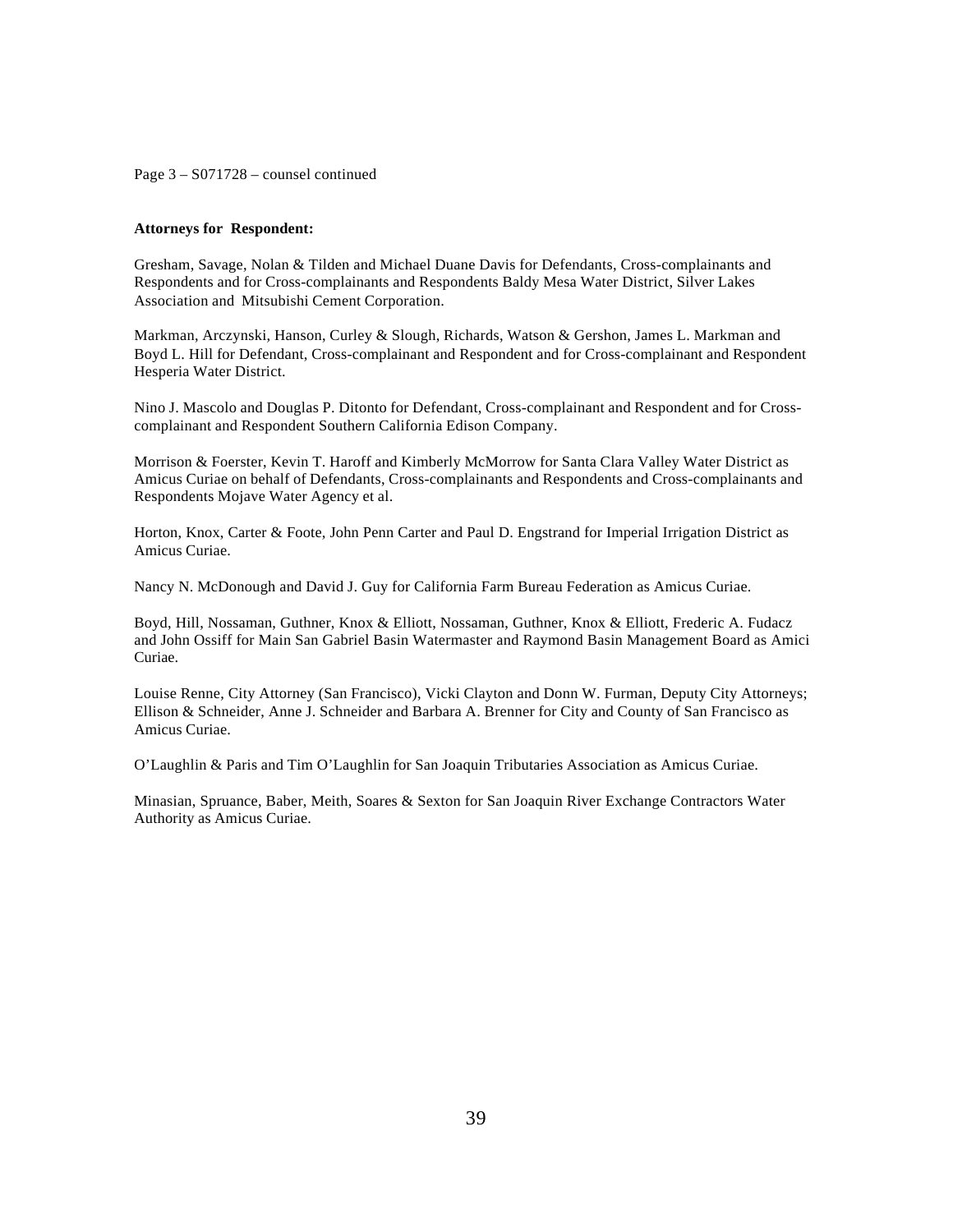Page 3 – S071728 – counsel continued

**Attorneys for Respondent:**

Gresham, Savage, Nolan & Tilden and Michael Duane Davis for Defendants, Cross-complainants and Respondents and for Cross-complainants and Respondents Baldy Mesa Water District, Silver Lakes Association and Mitsubishi Cement Corporation.

Markman, Arczynski, Hanson, Curley & Slough, Richards, Watson & Gershon, James L. Markman and Boyd L. Hill for Defendant, Cross-complainant and Respondent and for Cross-complainant and Respondent Hesperia Water District.

Nino J. Mascolo and Douglas P. Ditonto for Defendant, Cross-complainant and Respondent and for Cross-complainant and Respondent Southern California Edison Company.

Morrison & Foerster, Kevin T. Haroff and Kimberly McMorrow for Santa Clara Valley Water District as Amicus Curiae on behalf of Defendants, Cross-complainants and Respondents and Cross-complainants and Respondents Mojave Water Agency et al.

Horton, Knox, Carter & Foote, John Penn Carter and Paul D. Engstrand for Imperial Irrigation District as Amicus Curiae.

Nancy N. McDonough and David J. Guy for California Farm Bureau Federation as Amicus Curiae.

Boyd, Hill, Nossaman, Guthner, Knox & Elliott, Nossaman, Guthner, Knox & Elliott, Frederic A. Fudacz and John Ossiff for Main San Gabriel Basin Watermaster and Raymond Basin Management Board as Amici Curiae.

Louise Renne, City Attorney (San Francisco), Vicki Clayton and Donn W. Furman, Deputy City Attorneys; Ellison & Schneider, Anne J. Schneider and Barbara A. Brenner for City and County of San Francisco as Amicus Curiae.

O'Laughlin & Paris and Tim O'Laughlin for San Joaquin Tributaries Association as Amicus Curiae.

Minasian, Spruance, Baber, Meith, Soares & Sexton for San Joaquin River Exchange Contractors Water Authority as Amicus Curiae.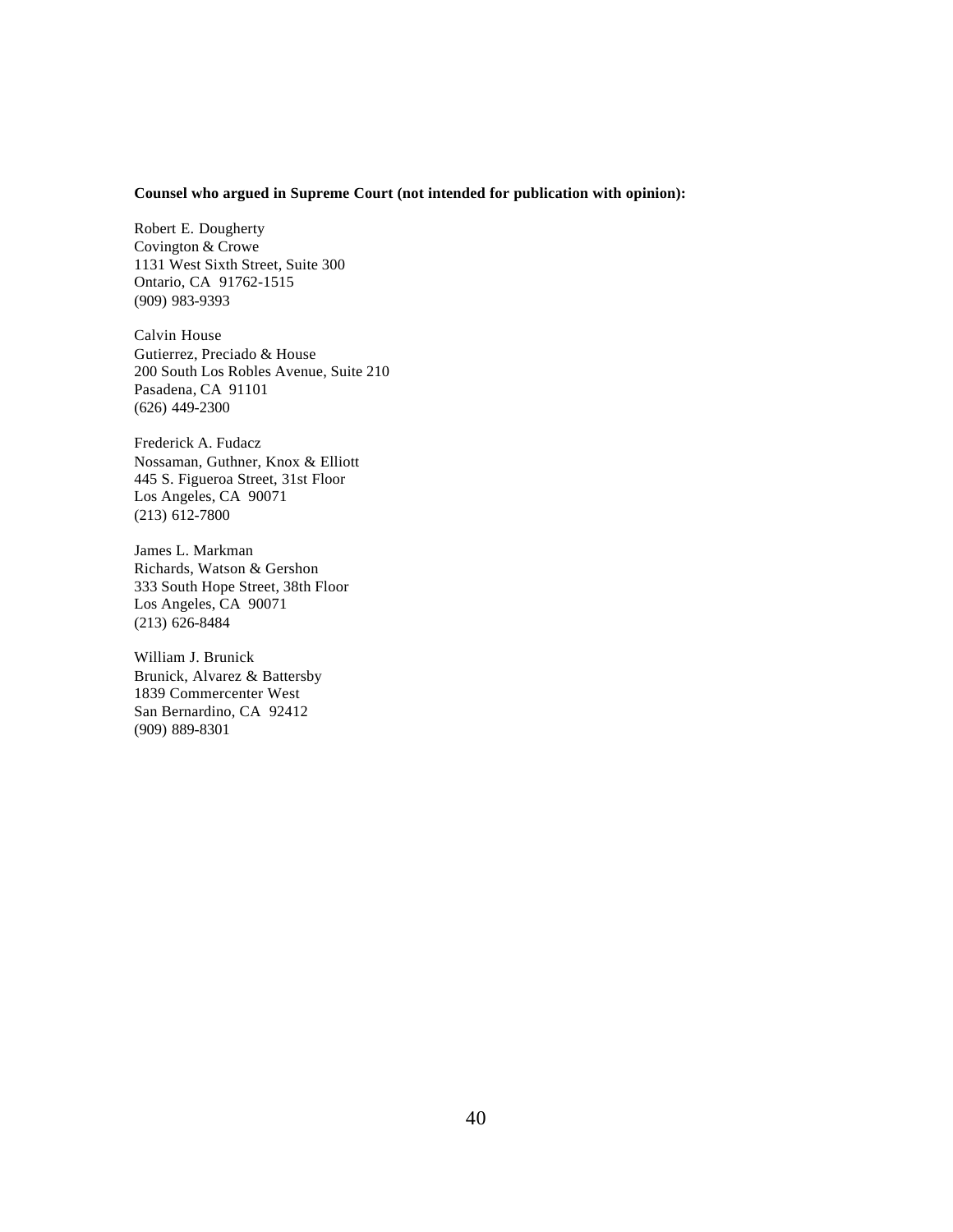**Counsel who argued in Supreme Court (not intended for publication with opinion):**

Robert E. Dougherty
Covington & Crowe
1131 West Sixth Street, Suite 300
Ontario, CA 91762-1515
(909) 983-9393

Calvin House
Gutierrez, Preciado & House
200 South Los Robles Avenue, Suite 210
Pasadena, CA 91101
(626) 449-2300

Frederick A. Fudacz
Nossaman, Guthner, Knox & Elliott
445 S. Figueroa Street, 31st Floor
Los Angeles, CA 90071
(213) 612-7800

James L. Markman
Richards, Watson & Gershon
333 South Hope Street, 38th Floor
Los Angeles, CA 90071
(213) 626-8484

William J. Brunick
Brunick, Alvarez & Battersby
1839 Commercenter West
San Bernardino, CA 92412
(909) 889-8301